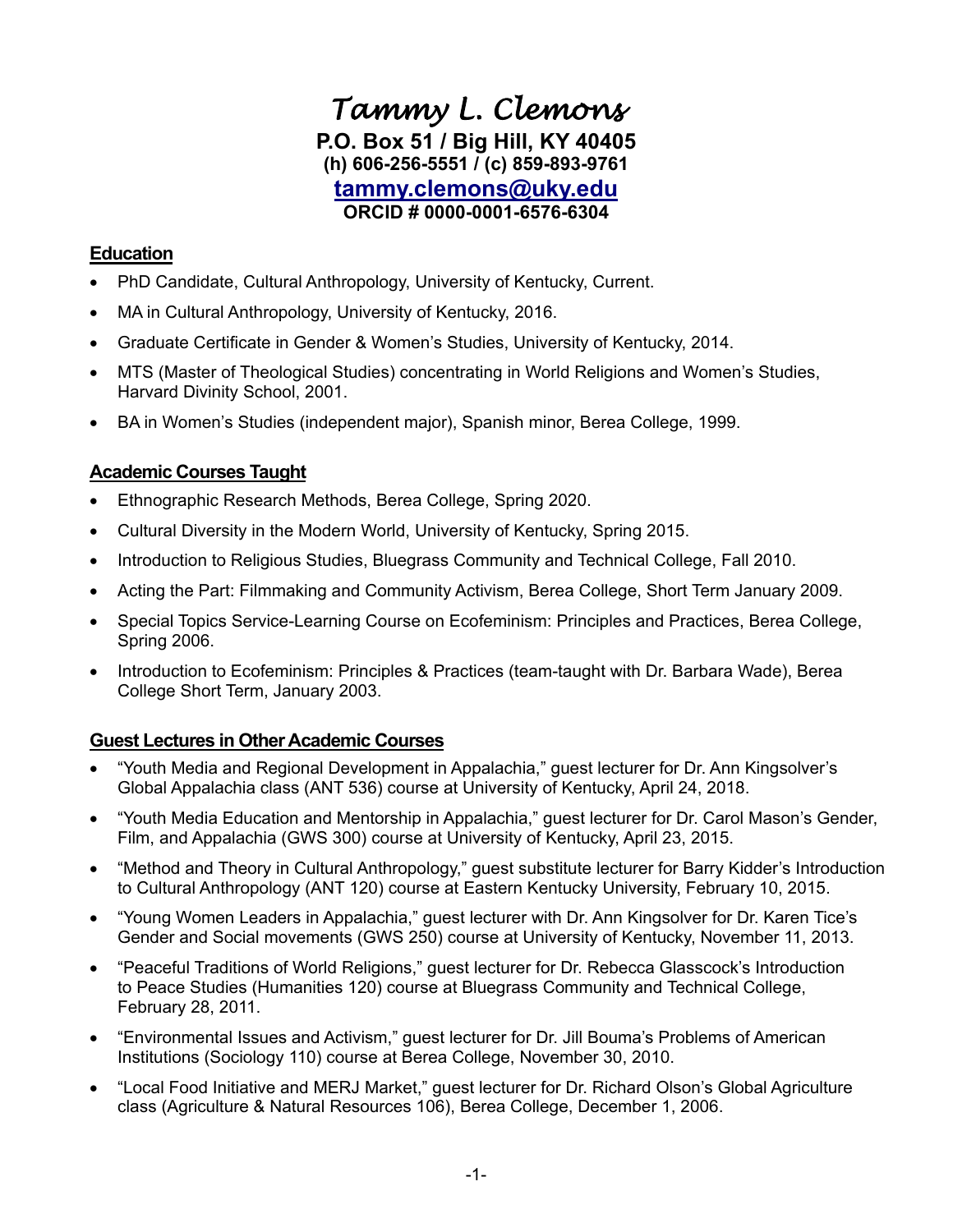# *Tammy L. Clemons*

**P.O. Box 51 / Big Hill, KY 40405**
**(h) 606-256-5551 / (c) 859-893-9761**
**tammy.clemons@uky.edu**
**ORCID # 0000-0001-6576-6304**

## Education

- PhD Candidate, Cultural Anthropology, University of Kentucky, Current.
- MA in Cultural Anthropology, University of Kentucky, 2016.
- Graduate Certificate in Gender & Women's Studies, University of Kentucky, 2014.
- MTS (Master of Theological Studies) concentrating in World Religions and Women's Studies, Harvard Divinity School, 2001.
- BA in Women's Studies (independent major), Spanish minor, Berea College, 1999.

## Academic Courses Taught

- Ethnographic Research Methods, Berea College, Spring 2020.
- Cultural Diversity in the Modern World, University of Kentucky, Spring 2015.
- Introduction to Religious Studies, Bluegrass Community and Technical College, Fall 2010.
- Acting the Part: Filmmaking and Community Activism, Berea College, Short Term January 2009.
- Special Topics Service-Learning Course on Ecofeminism: Principles and Practices, Berea College, Spring 2006.
- Introduction to Ecofeminism: Principles & Practices (team-taught with Dr. Barbara Wade), Berea College Short Term, January 2003.

## Guest Lectures in Other Academic Courses

- "Youth Media and Regional Development in Appalachia," guest lecturer for Dr. Ann Kingsolver's Global Appalachia class (ANT 536) course at University of Kentucky, April 24, 2018.
- "Youth Media Education and Mentorship in Appalachia," guest lecturer for Dr. Carol Mason's Gender, Film, and Appalachia (GWS 300) course at University of Kentucky, April 23, 2015.
- "Method and Theory in Cultural Anthropology," guest substitute lecturer for Barry Kidder's Introduction to Cultural Anthropology (ANT 120) course at Eastern Kentucky University, February 10, 2015.
- "Young Women Leaders in Appalachia," guest lecturer with Dr. Ann Kingsolver for Dr. Karen Tice's Gender and Social movements (GWS 250) course at University of Kentucky, November 11, 2013.
- "Peaceful Traditions of World Religions," guest lecturer for Dr. Rebecca Glasscock's Introduction to Peace Studies (Humanities 120) course at Bluegrass Community and Technical College, February 28, 2011.
- "Environmental Issues and Activism," guest lecturer for Dr. Jill Bouma's Problems of American Institutions (Sociology 110) course at Berea College, November 30, 2010.
- "Local Food Initiative and MERJ Market," guest lecturer for Dr. Richard Olson's Global Agriculture class (Agriculture & Natural Resources 106), Berea College, December 1, 2006.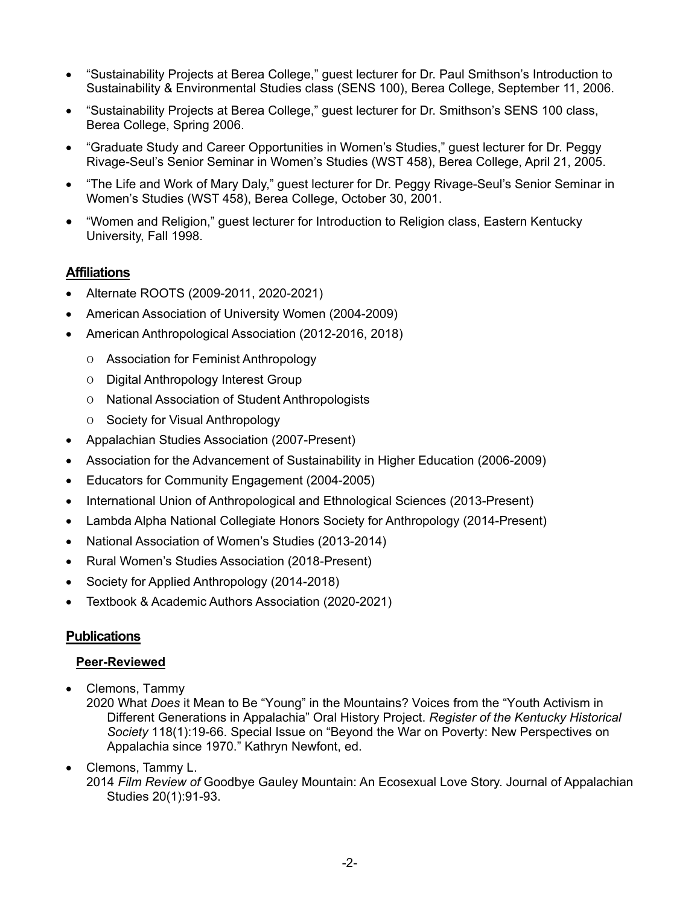- "Sustainability Projects at Berea College," guest lecturer for Dr. Paul Smithson's Introduction to Sustainability & Environmental Studies class (SENS 100), Berea College, September 11, 2006.
- "Sustainability Projects at Berea College," guest lecturer for Dr. Smithson's SENS 100 class, Berea College, Spring 2006.
- "Graduate Study and Career Opportunities in Women's Studies," guest lecturer for Dr. Peggy Rivage-Seul's Senior Seminar in Women's Studies (WST 458), Berea College, April 21, 2005.
- "The Life and Work of Mary Daly," guest lecturer for Dr. Peggy Rivage-Seul's Senior Seminar in Women's Studies (WST 458), Berea College, October 30, 2001.
- "Women and Religion," guest lecturer for Introduction to Religion class, Eastern Kentucky University, Fall 1998.

## Affiliations

- Alternate ROOTS (2009-2011, 2020-2021)
- American Association of University Women (2004-2009)
- American Anthropological Association (2012-2016, 2018)
  - Association for Feminist Anthropology
  - Digital Anthropology Interest Group
  - National Association of Student Anthropologists
  - Society for Visual Anthropology
- Appalachian Studies Association (2007-Present)
- Association for the Advancement of Sustainability in Higher Education (2006-2009)
- Educators for Community Engagement (2004-2005)
- International Union of Anthropological and Ethnological Sciences (2013-Present)
- Lambda Alpha National Collegiate Honors Society for Anthropology (2014-Present)
- National Association of Women's Studies (2013-2014)
- Rural Women's Studies Association (2018-Present)
- Society for Applied Anthropology (2014-2018)
- Textbook & Academic Authors Association (2020-2021)

## Publications

### Peer-Reviewed

- Clemons, Tammy
  2020 What *Does* it Mean to Be "Young" in the Mountains? Voices from the "Youth Activism in Different Generations in Appalachia" Oral History Project. *Register of the Kentucky Historical Society* 118(1):19-66. Special Issue on "Beyond the War on Poverty: New Perspectives on Appalachia since 1970." Kathryn Newfont, ed.
- Clemons, Tammy L.
  2014 *Film Review of* Goodbye Gauley Mountain: An Ecosexual Love Story. Journal of Appalachian Studies 20(1):91-93.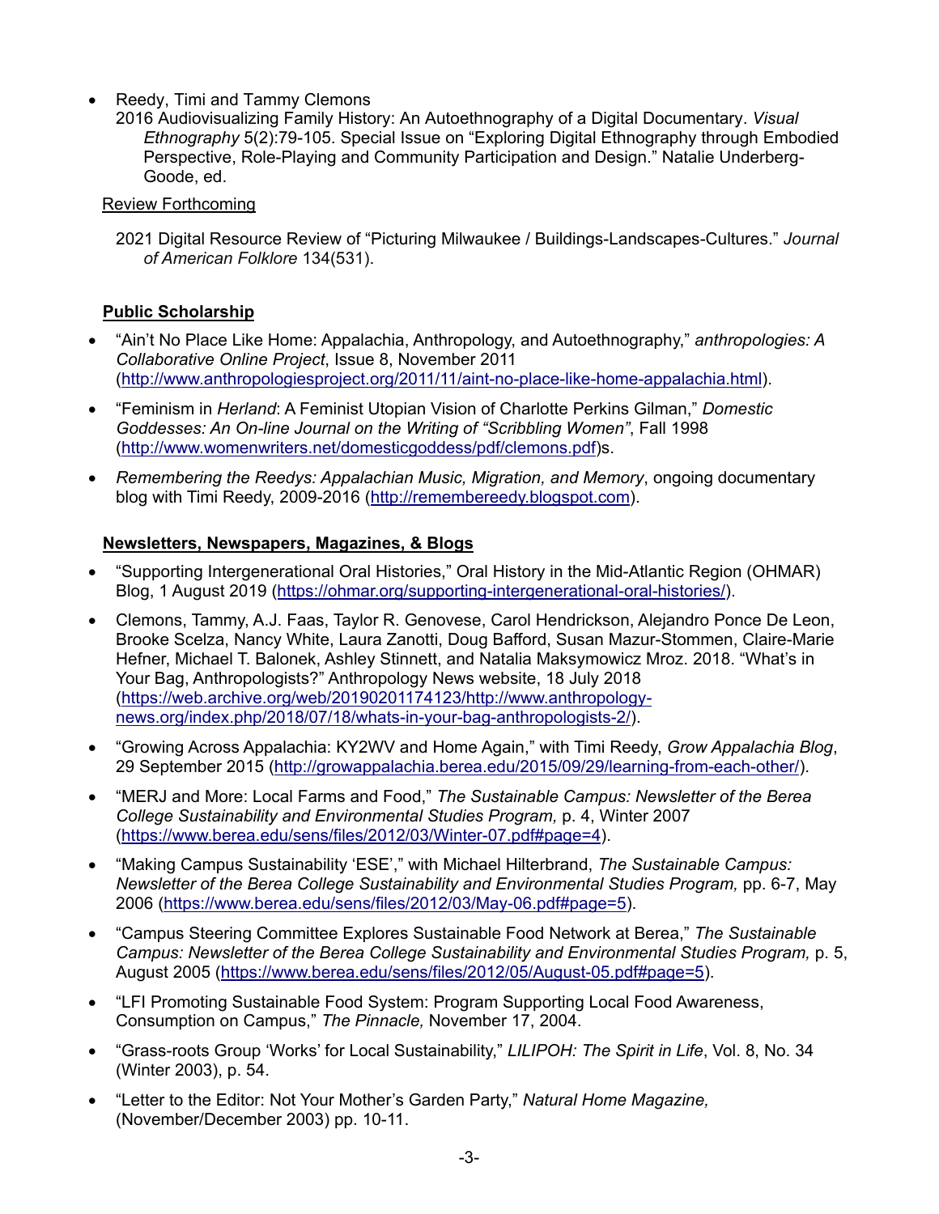- Reedy, Timi and Tammy Clemons
  2016 Audiovisualizing Family History: An Autoethnography of a Digital Documentary. *Visual Ethnography* 5(2):79-105. Special Issue on "Exploring Digital Ethnography through Embodied Perspective, Role-Playing and Community Participation and Design." Natalie Underberg-Goode, ed.

Review Forthcoming

2021 Digital Resource Review of "Picturing Milwaukee / Buildings-Landscapes-Cultures." *Journal of American Folklore* 134(531).

**Public Scholarship**

- "Ain't No Place Like Home: Appalachia, Anthropology, and Autoethnography," *anthropologies: A Collaborative Online Project*, Issue 8, November 2011 (http://www.anthropologiesproject.org/2011/11/aint-no-place-like-home-appalachia.html).
- "Feminism in *Herland*: A Feminist Utopian Vision of Charlotte Perkins Gilman," *Domestic Goddesses: An On-line Journal on the Writing of "Scribbling Women"*, Fall 1998 (http://www.womenwriters.net/domesticgoddess/pdf/clemons.pdf)s.
- *Remembering the Reedys: Appalachian Music, Migration, and Memory*, ongoing documentary blog with Timi Reedy, 2009-2016 (http://remembereedy.blogspot.com).

**Newsletters, Newspapers, Magazines, & Blogs**

- "Supporting Intergenerational Oral Histories," Oral History in the Mid-Atlantic Region (OHMAR) Blog, 1 August 2019 (https://ohmar.org/supporting-intergenerational-oral-histories/).
- Clemons, Tammy, A.J. Faas, Taylor R. Genovese, Carol Hendrickson, Alejandro Ponce De Leon, Brooke Scelza, Nancy White, Laura Zanotti, Doug Bafford, Susan Mazur-Stommen, Claire-Marie Hefner, Michael T. Balonek, Ashley Stinnett, and Natalia Maksymowicz Mroz. 2018. "What's in Your Bag, Anthropologists?" Anthropology News website, 18 July 2018 (https://web.archive.org/web/20190201174123/http://www.anthropology-news.org/index.php/2018/07/18/whats-in-your-bag-anthropologists-2/).
- "Growing Across Appalachia: KY2WV and Home Again," with Timi Reedy, *Grow Appalachia Blog*, 29 September 2015 (http://growappalachia.berea.edu/2015/09/29/learning-from-each-other/).
- "MERJ and More: Local Farms and Food," *The Sustainable Campus: Newsletter of the Berea College Sustainability and Environmental Studies Program,* p. 4, Winter 2007 (https://www.berea.edu/sens/files/2012/03/Winter-07.pdf#page=4).
- "Making Campus Sustainability 'ESE'," with Michael Hilterbrand, *The Sustainable Campus: Newsletter of the Berea College Sustainability and Environmental Studies Program,* pp. 6-7, May 2006 (https://www.berea.edu/sens/files/2012/03/May-06.pdf#page=5).
- "Campus Steering Committee Explores Sustainable Food Network at Berea," *The Sustainable Campus: Newsletter of the Berea College Sustainability and Environmental Studies Program,* p. 5, August 2005 (https://www.berea.edu/sens/files/2012/05/August-05.pdf#page=5).
- "LFI Promoting Sustainable Food System: Program Supporting Local Food Awareness, Consumption on Campus," *The Pinnacle,* November 17, 2004.
- "Grass-roots Group 'Works' for Local Sustainability," *LILIPOH: The Spirit in Life*, Vol. 8, No. 34 (Winter 2003), p. 54.
- "Letter to the Editor: Not Your Mother's Garden Party," *Natural Home Magazine,* (November/December 2003) pp. 10-11.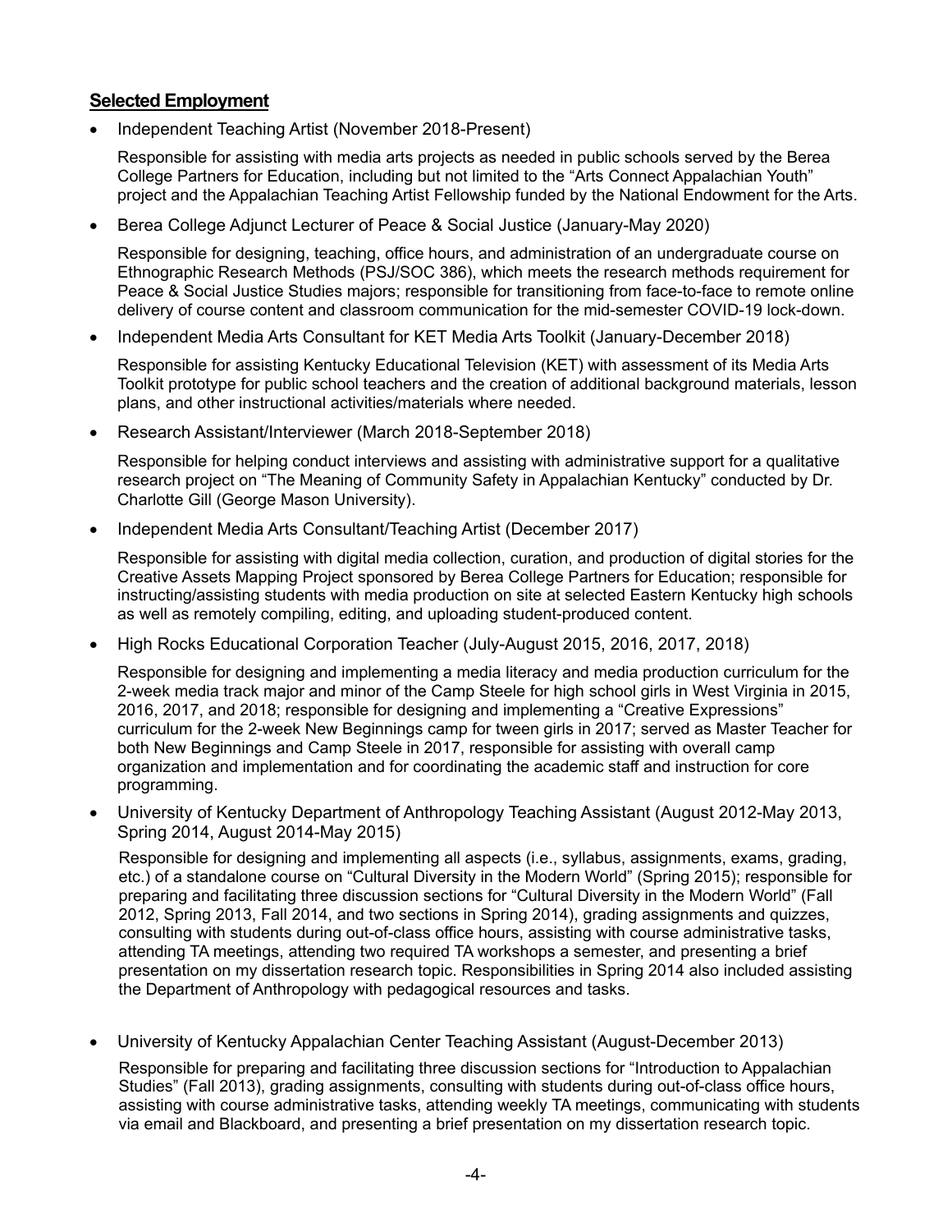## **Selected Employment**

- Independent Teaching Artist (November 2018-Present)

  Responsible for assisting with media arts projects as needed in public schools served by the Berea College Partners for Education, including but not limited to the "Arts Connect Appalachian Youth" project and the Appalachian Teaching Artist Fellowship funded by the National Endowment for the Arts.

- Berea College Adjunct Lecturer of Peace & Social Justice (January-May 2020)

  Responsible for designing, teaching, office hours, and administration of an undergraduate course on Ethnographic Research Methods (PSJ/SOC 386), which meets the research methods requirement for Peace & Social Justice Studies majors; responsible for transitioning from face-to-face to remote online delivery of course content and classroom communication for the mid-semester COVID-19 lock-down.

- Independent Media Arts Consultant for KET Media Arts Toolkit (January-December 2018)

  Responsible for assisting Kentucky Educational Television (KET) with assessment of its Media Arts Toolkit prototype for public school teachers and the creation of additional background materials, lesson plans, and other instructional activities/materials where needed.

- Research Assistant/Interviewer (March 2018-September 2018)

  Responsible for helping conduct interviews and assisting with administrative support for a qualitative research project on "The Meaning of Community Safety in Appalachian Kentucky" conducted by Dr. Charlotte Gill (George Mason University).

- Independent Media Arts Consultant/Teaching Artist (December 2017)

  Responsible for assisting with digital media collection, curation, and production of digital stories for the Creative Assets Mapping Project sponsored by Berea College Partners for Education; responsible for instructing/assisting students with media production on site at selected Eastern Kentucky high schools as well as remotely compiling, editing, and uploading student-produced content.

- High Rocks Educational Corporation Teacher (July-August 2015, 2016, 2017, 2018)

  Responsible for designing and implementing a media literacy and media production curriculum for the 2-week media track major and minor of the Camp Steele for high school girls in West Virginia in 2015, 2016, 2017, and 2018; responsible for designing and implementing a "Creative Expressions" curriculum for the 2-week New Beginnings camp for tween girls in 2017; served as Master Teacher for both New Beginnings and Camp Steele in 2017, responsible for assisting with overall camp organization and implementation and for coordinating the academic staff and instruction for core programming.

- University of Kentucky Department of Anthropology Teaching Assistant (August 2012-May 2013, Spring 2014, August 2014-May 2015)

  Responsible for designing and implementing all aspects (i.e., syllabus, assignments, exams, grading, etc.) of a standalone course on "Cultural Diversity in the Modern World" (Spring 2015); responsible for preparing and facilitating three discussion sections for "Cultural Diversity in the Modern World" (Fall 2012, Spring 2013, Fall 2014, and two sections in Spring 2014), grading assignments and quizzes, consulting with students during out-of-class office hours, assisting with course administrative tasks, attending TA meetings, attending two required TA workshops a semester, and presenting a brief presentation on my dissertation research topic. Responsibilities in Spring 2014 also included assisting the Department of Anthropology with pedagogical resources and tasks.

- University of Kentucky Appalachian Center Teaching Assistant (August-December 2013)

  Responsible for preparing and facilitating three discussion sections for "Introduction to Appalachian Studies" (Fall 2013), grading assignments, consulting with students during out-of-class office hours, assisting with course administrative tasks, attending weekly TA meetings, communicating with students via email and Blackboard, and presenting a brief presentation on my dissertation research topic.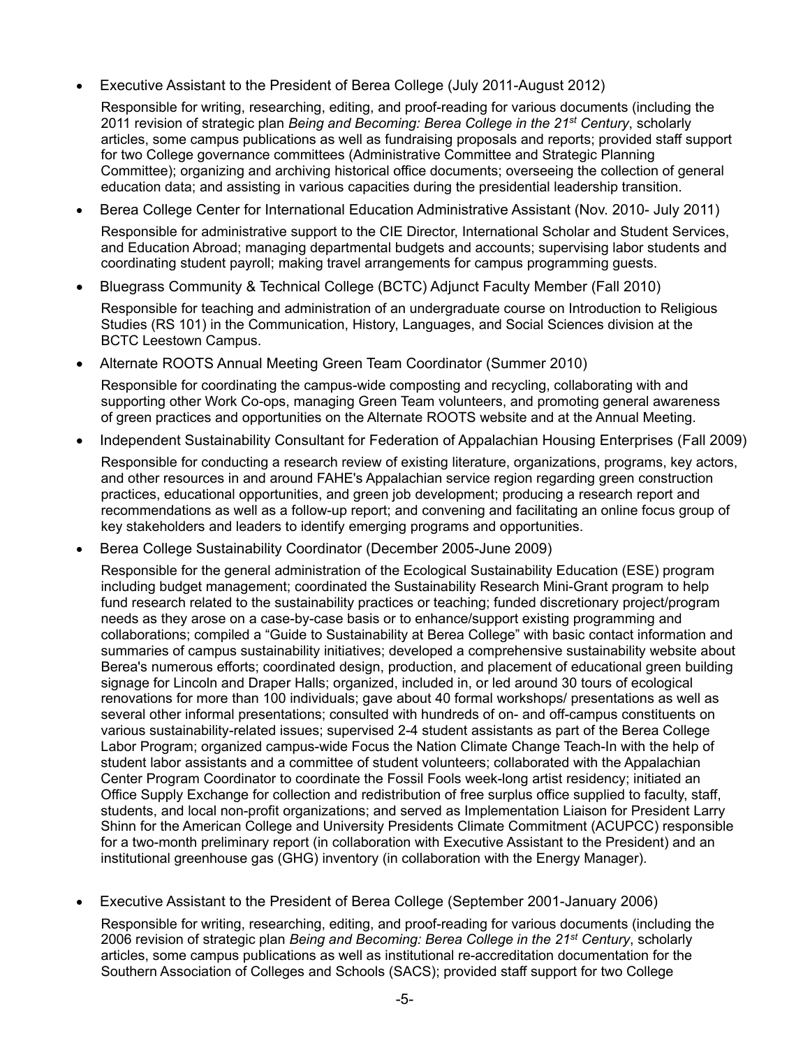- Executive Assistant to the President of Berea College (July 2011-August 2012)

  Responsible for writing, researching, editing, and proof-reading for various documents (including the 2011 revision of strategic plan *Being and Becoming: Berea College in the 21st Century*, scholarly articles, some campus publications as well as fundraising proposals and reports; provided staff support for two College governance committees (Administrative Committee and Strategic Planning Committee); organizing and archiving historical office documents; overseeing the collection of general education data; and assisting in various capacities during the presidential leadership transition.

- Berea College Center for International Education Administrative Assistant (Nov. 2010- July 2011)

  Responsible for administrative support to the CIE Director, International Scholar and Student Services, and Education Abroad; managing departmental budgets and accounts; supervising labor students and coordinating student payroll; making travel arrangements for campus programming guests.

- Bluegrass Community & Technical College (BCTC) Adjunct Faculty Member (Fall 2010)

  Responsible for teaching and administration of an undergraduate course on Introduction to Religious Studies (RS 101) in the Communication, History, Languages, and Social Sciences division at the BCTC Leestown Campus.

- Alternate ROOTS Annual Meeting Green Team Coordinator (Summer 2010)

  Responsible for coordinating the campus-wide composting and recycling, collaborating with and supporting other Work Co-ops, managing Green Team volunteers, and promoting general awareness of green practices and opportunities on the Alternate ROOTS website and at the Annual Meeting.

- Independent Sustainability Consultant for Federation of Appalachian Housing Enterprises (Fall 2009)

  Responsible for conducting a research review of existing literature, organizations, programs, key actors, and other resources in and around FAHE's Appalachian service region regarding green construction practices, educational opportunities, and green job development; producing a research report and recommendations as well as a follow-up report; and convening and facilitating an online focus group of key stakeholders and leaders to identify emerging programs and opportunities.

- Berea College Sustainability Coordinator (December 2005-June 2009)

  Responsible for the general administration of the Ecological Sustainability Education (ESE) program including budget management; coordinated the Sustainability Research Mini-Grant program to help fund research related to the sustainability practices or teaching; funded discretionary project/program needs as they arose on a case-by-case basis or to enhance/support existing programming and collaborations; compiled a "Guide to Sustainability at Berea College" with basic contact information and summaries of campus sustainability initiatives; developed a comprehensive sustainability website about Berea's numerous efforts; coordinated design, production, and placement of educational green building signage for Lincoln and Draper Halls; organized, included in, or led around 30 tours of ecological renovations for more than 100 individuals; gave about 40 formal workshops/ presentations as well as several other informal presentations; consulted with hundreds of on- and off-campus constituents on various sustainability-related issues; supervised 2-4 student assistants as part of the Berea College Labor Program; organized campus-wide Focus the Nation Climate Change Teach-In with the help of student labor assistants and a committee of student volunteers; collaborated with the Appalachian Center Program Coordinator to coordinate the Fossil Fools week-long artist residency; initiated an Office Supply Exchange for collection and redistribution of free surplus office supplied to faculty, staff, students, and local non-profit organizations; and served as Implementation Liaison for President Larry Shinn for the American College and University Presidents Climate Commitment (ACUPCC) responsible for a two-month preliminary report (in collaboration with Executive Assistant to the President) and an institutional greenhouse gas (GHG) inventory (in collaboration with the Energy Manager).

- Executive Assistant to the President of Berea College (September 2001-January 2006)

  Responsible for writing, researching, editing, and proof-reading for various documents (including the 2006 revision of strategic plan *Being and Becoming: Berea College in the 21st Century*, scholarly articles, some campus publications as well as institutional re-accreditation documentation for the Southern Association of Colleges and Schools (SACS); provided staff support for two College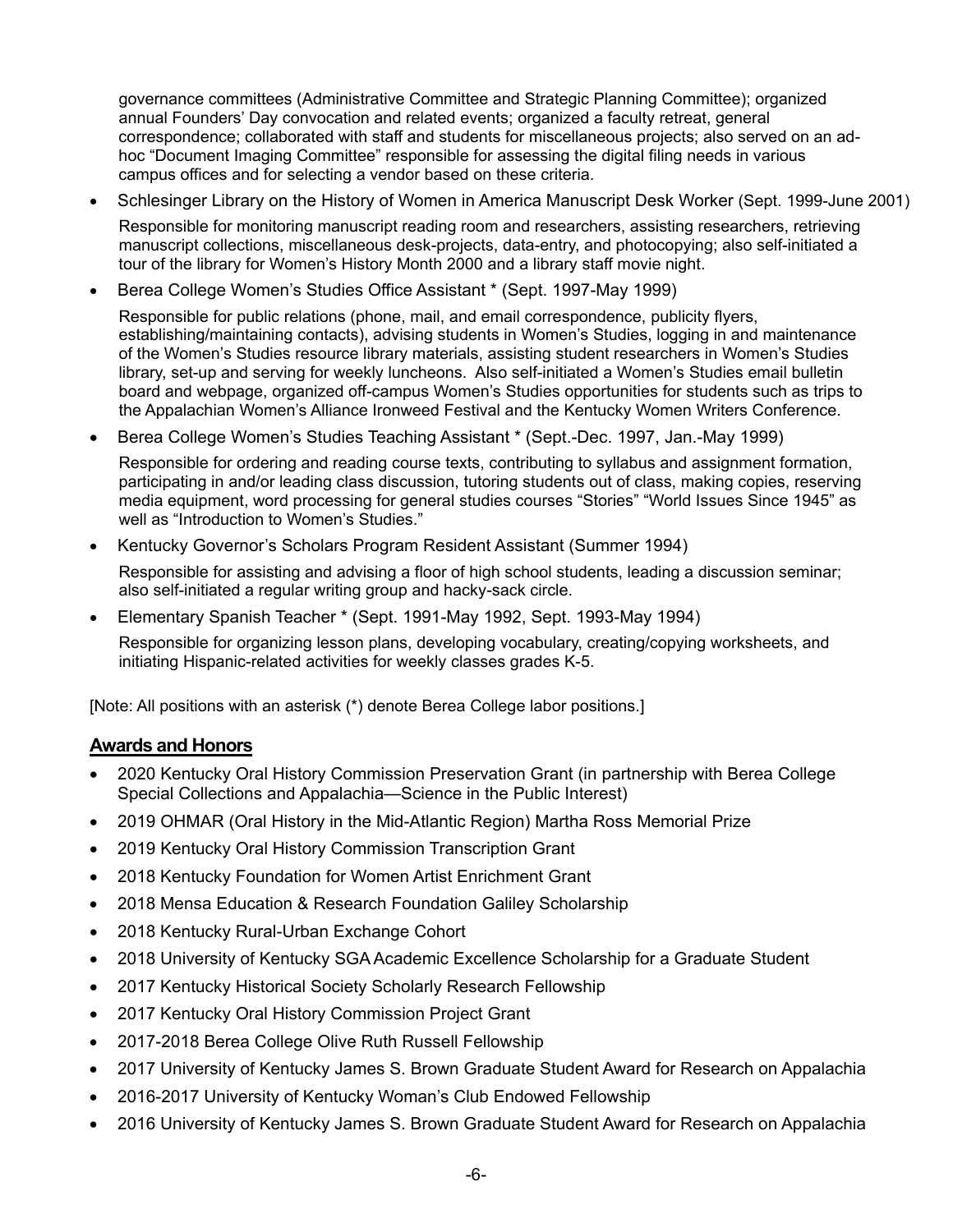governance committees (Administrative Committee and Strategic Planning Committee); organized annual Founders' Day convocation and related events; organized a faculty retreat, general correspondence; collaborated with staff and students for miscellaneous projects; also served on an ad-hoc "Document Imaging Committee" responsible for assessing the digital filing needs in various campus offices and for selecting a vendor based on these criteria.

- Schlesinger Library on the History of Women in America Manuscript Desk Worker (Sept. 1999-June 2001)

  Responsible for monitoring manuscript reading room and researchers, assisting researchers, retrieving manuscript collections, miscellaneous desk-projects, data-entry, and photocopying; also self-initiated a tour of the library for Women's History Month 2000 and a library staff movie night.

- Berea College Women's Studies Office Assistant * (Sept. 1997-May 1999)

  Responsible for public relations (phone, mail, and email correspondence, publicity flyers, establishing/maintaining contacts), advising students in Women's Studies, logging in and maintenance of the Women's Studies resource library materials, assisting student researchers in Women's Studies library, set-up and serving for weekly luncheons. Also self-initiated a Women's Studies email bulletin board and webpage, organized off-campus Women's Studies opportunities for students such as trips to the Appalachian Women's Alliance Ironweed Festival and the Kentucky Women Writers Conference.

- Berea College Women's Studies Teaching Assistant * (Sept.-Dec. 1997, Jan.-May 1999)

  Responsible for ordering and reading course texts, contributing to syllabus and assignment formation, participating in and/or leading class discussion, tutoring students out of class, making copies, reserving media equipment, word processing for general studies courses "Stories" "World Issues Since 1945" as well as "Introduction to Women's Studies."

- Kentucky Governor's Scholars Program Resident Assistant (Summer 1994)

  Responsible for assisting and advising a floor of high school students, leading a discussion seminar; also self-initiated a regular writing group and hacky-sack circle.

- Elementary Spanish Teacher * (Sept. 1991-May 1992, Sept. 1993-May 1994)

  Responsible for organizing lesson plans, developing vocabulary, creating/copying worksheets, and initiating Hispanic-related activities for weekly classes grades K-5.

[Note: All positions with an asterisk (*) denote Berea College labor positions.]

## Awards and Honors

- 2020 Kentucky Oral History Commission Preservation Grant (in partnership with Berea College Special Collections and Appalachia—Science in the Public Interest)
- 2019 OHMAR (Oral History in the Mid-Atlantic Region) Martha Ross Memorial Prize
- 2019 Kentucky Oral History Commission Transcription Grant
- 2018 Kentucky Foundation for Women Artist Enrichment Grant
- 2018 Mensa Education & Research Foundation Galiley Scholarship
- 2018 Kentucky Rural-Urban Exchange Cohort
- 2018 University of Kentucky SGA Academic Excellence Scholarship for a Graduate Student
- 2017 Kentucky Historical Society Scholarly Research Fellowship
- 2017 Kentucky Oral History Commission Project Grant
- 2017-2018 Berea College Olive Ruth Russell Fellowship
- 2017 University of Kentucky James S. Brown Graduate Student Award for Research on Appalachia
- 2016-2017 University of Kentucky Woman's Club Endowed Fellowship
- 2016 University of Kentucky James S. Brown Graduate Student Award for Research on Appalachia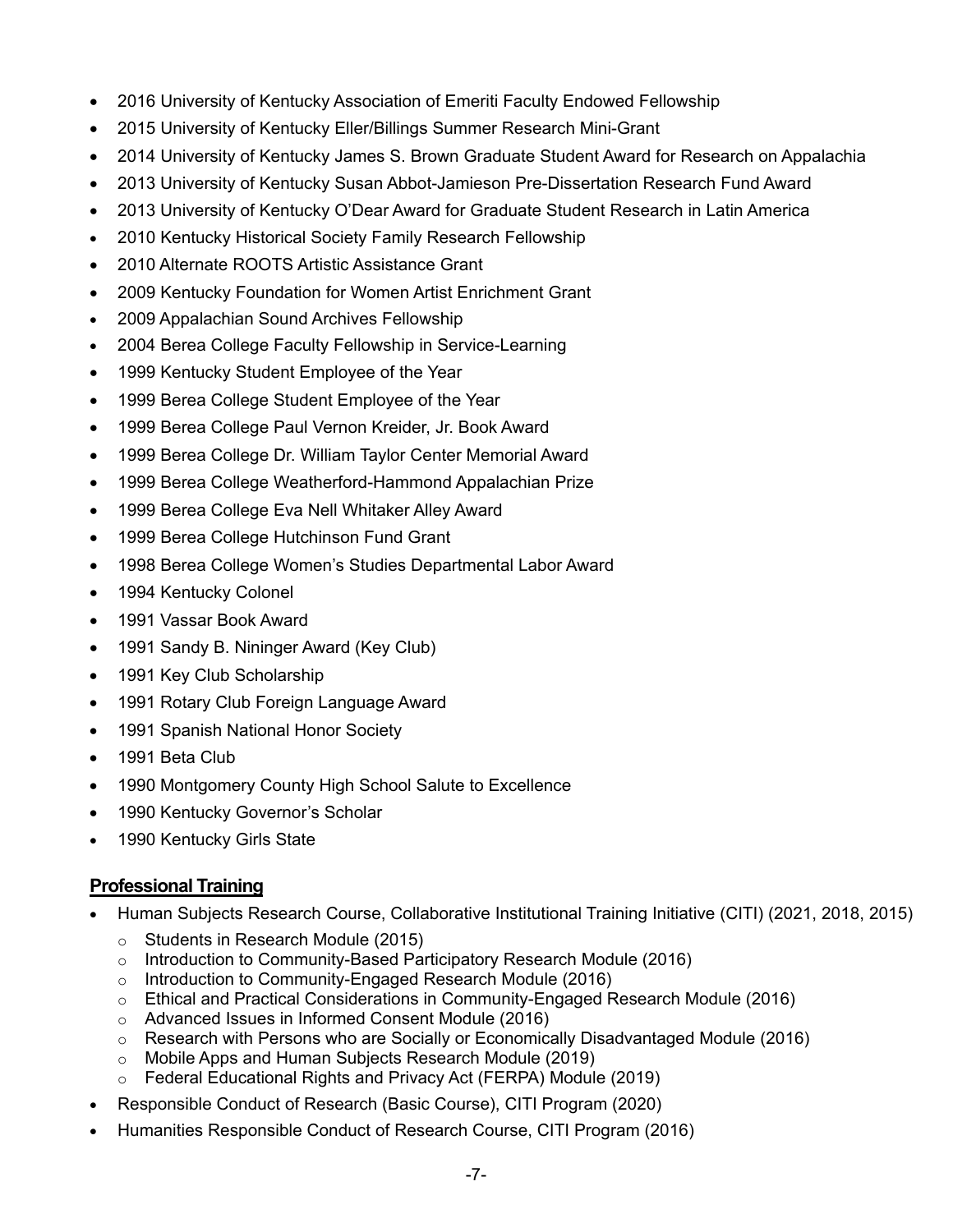- 2016 University of Kentucky Association of Emeriti Faculty Endowed Fellowship
- 2015 University of Kentucky Eller/Billings Summer Research Mini-Grant
- 2014 University of Kentucky James S. Brown Graduate Student Award for Research on Appalachia
- 2013 University of Kentucky Susan Abbot-Jamieson Pre-Dissertation Research Fund Award
- 2013 University of Kentucky O'Dear Award for Graduate Student Research in Latin America
- 2010 Kentucky Historical Society Family Research Fellowship
- 2010 Alternate ROOTS Artistic Assistance Grant
- 2009 Kentucky Foundation for Women Artist Enrichment Grant
- 2009 Appalachian Sound Archives Fellowship
- 2004 Berea College Faculty Fellowship in Service-Learning
- 1999 Kentucky Student Employee of the Year
- 1999 Berea College Student Employee of the Year
- 1999 Berea College Paul Vernon Kreider, Jr. Book Award
- 1999 Berea College Dr. William Taylor Center Memorial Award
- 1999 Berea College Weatherford-Hammond Appalachian Prize
- 1999 Berea College Eva Nell Whitaker Alley Award
- 1999 Berea College Hutchinson Fund Grant
- 1998 Berea College Women's Studies Departmental Labor Award
- 1994 Kentucky Colonel
- 1991 Vassar Book Award
- 1991 Sandy B. Nininger Award (Key Club)
- 1991 Key Club Scholarship
- 1991 Rotary Club Foreign Language Award
- 1991 Spanish National Honor Society
- 1991 Beta Club
- 1990 Montgomery County High School Salute to Excellence
- 1990 Kentucky Governor's Scholar
- 1990 Kentucky Girls State

## Professional Training

- Human Subjects Research Course, Collaborative Institutional Training Initiative (CITI) (2021, 2018, 2015)
  - Students in Research Module (2015)
  - Introduction to Community-Based Participatory Research Module (2016)
  - Introduction to Community-Engaged Research Module (2016)
  - Ethical and Practical Considerations in Community-Engaged Research Module (2016)
  - Advanced Issues in Informed Consent Module (2016)
  - Research with Persons who are Socially or Economically Disadvantaged Module (2016)
  - Mobile Apps and Human Subjects Research Module (2019)
  - Federal Educational Rights and Privacy Act (FERPA) Module (2019)
- Responsible Conduct of Research (Basic Course), CITI Program (2020)
- Humanities Responsible Conduct of Research Course, CITI Program (2016)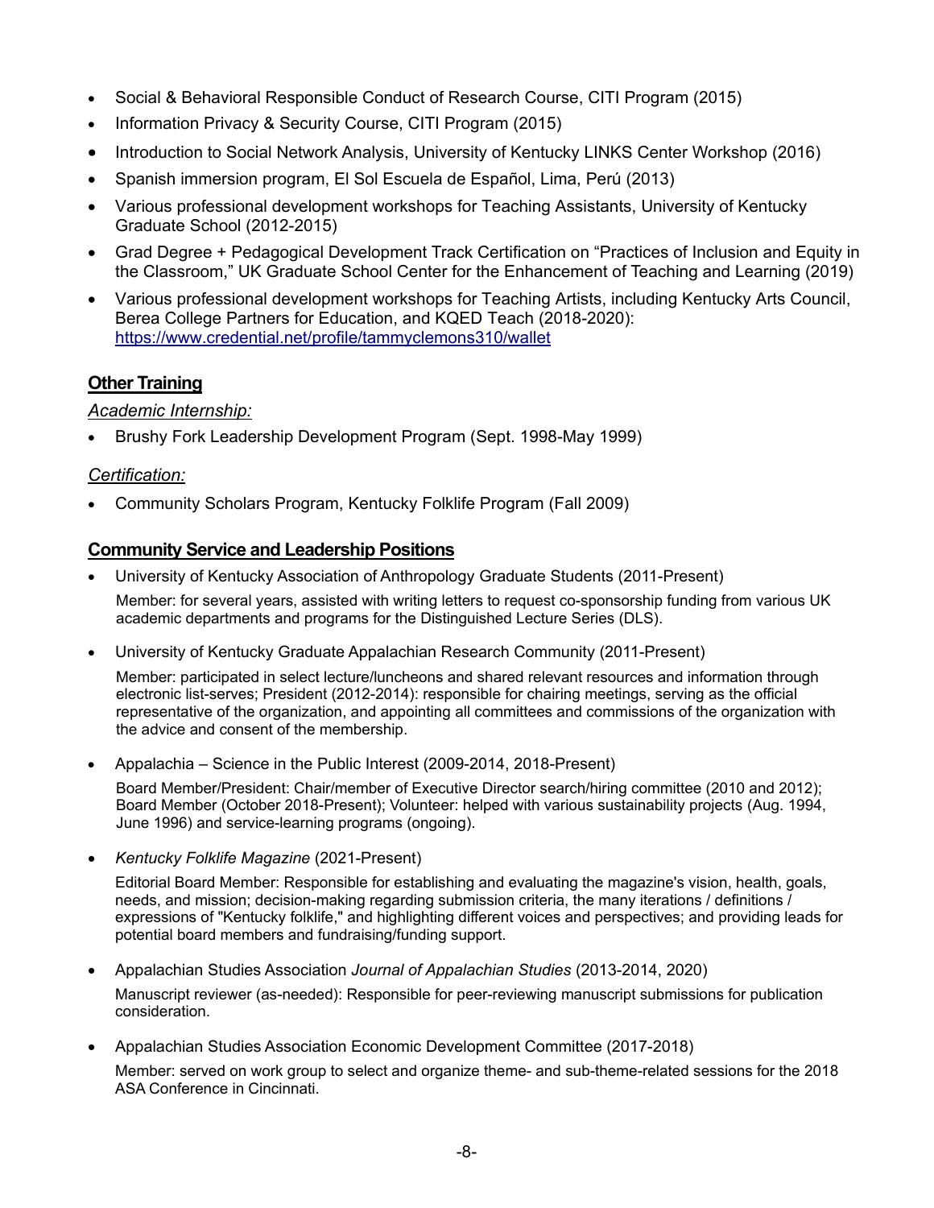- Social & Behavioral Responsible Conduct of Research Course, CITI Program (2015)
- Information Privacy & Security Course, CITI Program (2015)
- Introduction to Social Network Analysis, University of Kentucky LINKS Center Workshop (2016)
- Spanish immersion program, El Sol Escuela de Español, Lima, Perú (2013)
- Various professional development workshops for Teaching Assistants, University of Kentucky Graduate School (2012-2015)
- Grad Degree + Pedagogical Development Track Certification on "Practices of Inclusion and Equity in the Classroom," UK Graduate School Center for the Enhancement of Teaching and Learning (2019)
- Various professional development workshops for Teaching Artists, including Kentucky Arts Council, Berea College Partners for Education, and KQED Teach (2018-2020): https://www.credential.net/profile/tammyclemons310/wallet

## Other Training

*Academic Internship:*

- Brushy Fork Leadership Development Program (Sept. 1998-May 1999)

*Certification:*

- Community Scholars Program, Kentucky Folklife Program (Fall 2009)

## Community Service and Leadership Positions

- University of Kentucky Association of Anthropology Graduate Students (2011-Present)

  Member: for several years, assisted with writing letters to request co-sponsorship funding from various UK academic departments and programs for the Distinguished Lecture Series (DLS).

- University of Kentucky Graduate Appalachian Research Community (2011-Present)

  Member: participated in select lecture/luncheons and shared relevant resources and information through electronic list-serves; President (2012-2014): responsible for chairing meetings, serving as the official representative of the organization, and appointing all committees and commissions of the organization with the advice and consent of the membership.

- Appalachia – Science in the Public Interest (2009-2014, 2018-Present)

  Board Member/President: Chair/member of Executive Director search/hiring committee (2010 and 2012); Board Member (October 2018-Present); Volunteer: helped with various sustainability projects (Aug. 1994, June 1996) and service-learning programs (ongoing).

- *Kentucky Folklife Magazine* (2021-Present)

  Editorial Board Member: Responsible for establishing and evaluating the magazine's vision, health, goals, needs, and mission; decision-making regarding submission criteria, the many iterations / definitions / expressions of "Kentucky folklife," and highlighting different voices and perspectives; and providing leads for potential board members and fundraising/funding support.

- Appalachian Studies Association *Journal of Appalachian Studies* (2013-2014, 2020)

  Manuscript reviewer (as-needed): Responsible for peer-reviewing manuscript submissions for publication consideration.

- Appalachian Studies Association Economic Development Committee (2017-2018)

  Member: served on work group to select and organize theme- and sub-theme-related sessions for the 2018 ASA Conference in Cincinnati.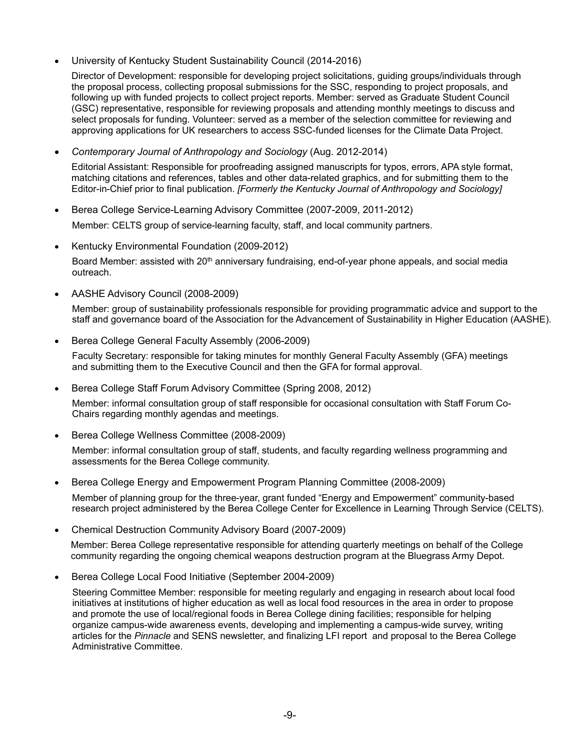- University of Kentucky Student Sustainability Council (2014-2016)

  Director of Development: responsible for developing project solicitations, guiding groups/individuals through the proposal process, collecting proposal submissions for the SSC, responding to project proposals, and following up with funded projects to collect project reports. Member: served as Graduate Student Council (GSC) representative, responsible for reviewing proposals and attending monthly meetings to discuss and select proposals for funding. Volunteer: served as a member of the selection committee for reviewing and approving applications for UK researchers to access SSC-funded licenses for the Climate Data Project.

- *Contemporary Journal of Anthropology and Sociology* (Aug. 2012-2014)

  Editorial Assistant: Responsible for proofreading assigned manuscripts for typos, errors, APA style format, matching citations and references, tables and other data-related graphics, and for submitting them to the Editor-in-Chief prior to final publication. *[Formerly the Kentucky Journal of Anthropology and Sociology]*

- Berea College Service-Learning Advisory Committee (2007-2009, 2011-2012)

  Member: CELTS group of service-learning faculty, staff, and local community partners.

- Kentucky Environmental Foundation (2009-2012)

  Board Member: assisted with 20th anniversary fundraising, end-of-year phone appeals, and social media outreach.

- AASHE Advisory Council (2008-2009)

  Member: group of sustainability professionals responsible for providing programmatic advice and support to the staff and governance board of the Association for the Advancement of Sustainability in Higher Education (AASHE).

- Berea College General Faculty Assembly (2006-2009)

  Faculty Secretary: responsible for taking minutes for monthly General Faculty Assembly (GFA) meetings and submitting them to the Executive Council and then the GFA for formal approval.

- Berea College Staff Forum Advisory Committee (Spring 2008, 2012)

  Member: informal consultation group of staff responsible for occasional consultation with Staff Forum Co-Chairs regarding monthly agendas and meetings.

- Berea College Wellness Committee (2008-2009)

  Member: informal consultation group of staff, students, and faculty regarding wellness programming and assessments for the Berea College community.

- Berea College Energy and Empowerment Program Planning Committee (2008-2009)

  Member of planning group for the three-year, grant funded "Energy and Empowerment" community-based research project administered by the Berea College Center for Excellence in Learning Through Service (CELTS).

- Chemical Destruction Community Advisory Board (2007-2009)

  Member: Berea College representative responsible for attending quarterly meetings on behalf of the College community regarding the ongoing chemical weapons destruction program at the Bluegrass Army Depot.

- Berea College Local Food Initiative (September 2004-2009)

  Steering Committee Member: responsible for meeting regularly and engaging in research about local food initiatives at institutions of higher education as well as local food resources in the area in order to propose and promote the use of local/regional foods in Berea College dining facilities; responsible for helping organize campus-wide awareness events, developing and implementing a campus-wide survey, writing articles for the *Pinnacle* and SENS newsletter, and finalizing LFI report and proposal to the Berea College Administrative Committee.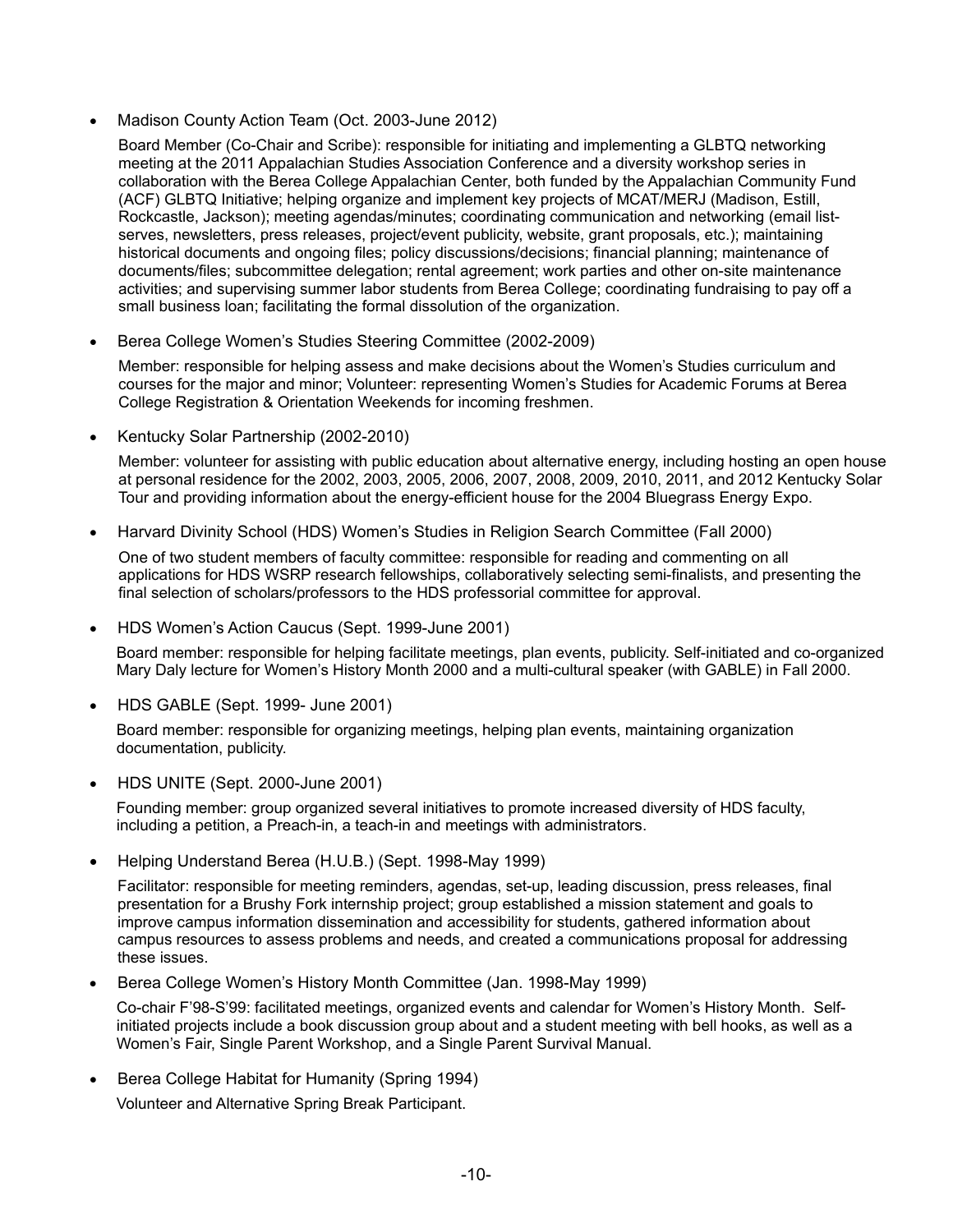- Madison County Action Team (Oct. 2003-June 2012)

  Board Member (Co-Chair and Scribe): responsible for initiating and implementing a GLBTQ networking meeting at the 2011 Appalachian Studies Association Conference and a diversity workshop series in collaboration with the Berea College Appalachian Center, both funded by the Appalachian Community Fund (ACF) GLBTQ Initiative; helping organize and implement key projects of MCAT/MERJ (Madison, Estill, Rockcastle, Jackson); meeting agendas/minutes; coordinating communication and networking (email list-serves, newsletters, press releases, project/event publicity, website, grant proposals, etc.); maintaining historical documents and ongoing files; policy discussions/decisions; financial planning; maintenance of documents/files; subcommittee delegation; rental agreement; work parties and other on-site maintenance activities; and supervising summer labor students from Berea College; coordinating fundraising to pay off a small business loan; facilitating the formal dissolution of the organization.

- Berea College Women's Studies Steering Committee (2002-2009)

  Member: responsible for helping assess and make decisions about the Women's Studies curriculum and courses for the major and minor; Volunteer: representing Women's Studies for Academic Forums at Berea College Registration & Orientation Weekends for incoming freshmen.

- Kentucky Solar Partnership (2002-2010)

  Member: volunteer for assisting with public education about alternative energy, including hosting an open house at personal residence for the 2002, 2003, 2005, 2006, 2007, 2008, 2009, 2010, 2011, and 2012 Kentucky Solar Tour and providing information about the energy-efficient house for the 2004 Bluegrass Energy Expo.

- Harvard Divinity School (HDS) Women's Studies in Religion Search Committee (Fall 2000)

  One of two student members of faculty committee: responsible for reading and commenting on all applications for HDS WSRP research fellowships, collaboratively selecting semi-finalists, and presenting the final selection of scholars/professors to the HDS professorial committee for approval.

- HDS Women's Action Caucus (Sept. 1999-June 2001)

  Board member: responsible for helping facilitate meetings, plan events, publicity. Self-initiated and co-organized Mary Daly lecture for Women's History Month 2000 and a multi-cultural speaker (with GABLE) in Fall 2000.

- HDS GABLE (Sept. 1999- June 2001)

  Board member: responsible for organizing meetings, helping plan events, maintaining organization documentation, publicity.

- HDS UNITE (Sept. 2000-June 2001)

  Founding member: group organized several initiatives to promote increased diversity of HDS faculty, including a petition, a Preach-in, a teach-in and meetings with administrators.

- Helping Understand Berea (H.U.B.) (Sept. 1998-May 1999)

  Facilitator: responsible for meeting reminders, agendas, set-up, leading discussion, press releases, final presentation for a Brushy Fork internship project; group established a mission statement and goals to improve campus information dissemination and accessibility for students, gathered information about campus resources to assess problems and needs, and created a communications proposal for addressing these issues.

- Berea College Women's History Month Committee (Jan. 1998-May 1999)

  Co-chair F'98-S'99: facilitated meetings, organized events and calendar for Women's History Month. Self-initiated projects include a book discussion group about and a student meeting with bell hooks, as well as a Women's Fair, Single Parent Workshop, and a Single Parent Survival Manual.

- Berea College Habitat for Humanity (Spring 1994)

  Volunteer and Alternative Spring Break Participant.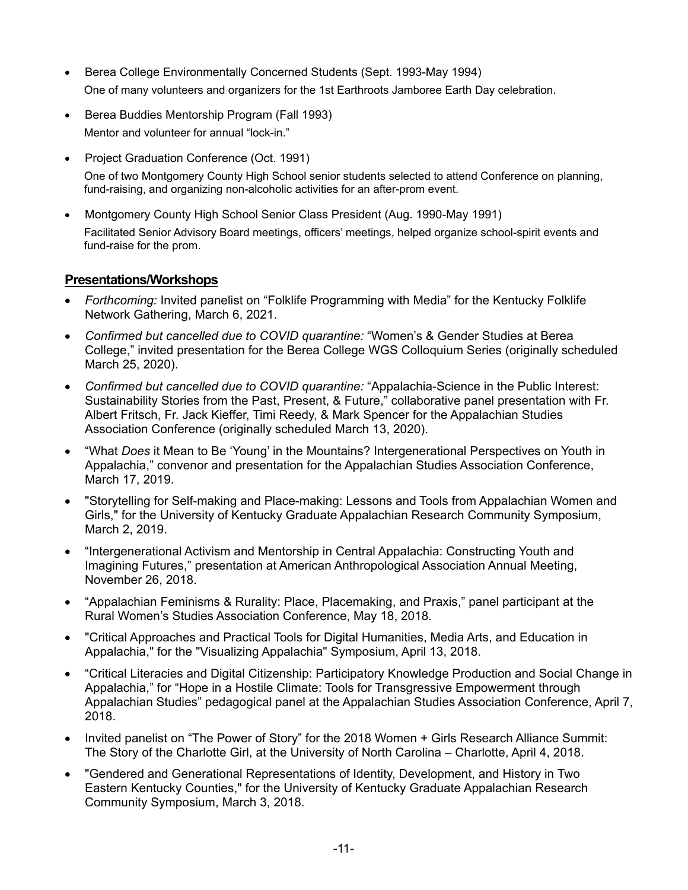- Berea College Environmentally Concerned Students (Sept. 1993-May 1994)
  One of many volunteers and organizers for the 1st Earthroots Jamboree Earth Day celebration.
- Berea Buddies Mentorship Program (Fall 1993)
  Mentor and volunteer for annual "lock-in."
- Project Graduation Conference (Oct. 1991)
  One of two Montgomery County High School senior students selected to attend Conference on planning, fund-raising, and organizing non-alcoholic activities for an after-prom event.
- Montgomery County High School Senior Class President (Aug. 1990-May 1991)
  Facilitated Senior Advisory Board meetings, officers' meetings, helped organize school-spirit events and fund-raise for the prom.

## Presentations/Workshops

- *Forthcoming:* Invited panelist on "Folklife Programming with Media" for the Kentucky Folklife Network Gathering, March 6, 2021.
- *Confirmed but cancelled due to COVID quarantine:* "Women's & Gender Studies at Berea College," invited presentation for the Berea College WGS Colloquium Series (originally scheduled March 25, 2020).
- *Confirmed but cancelled due to COVID quarantine:* "Appalachia-Science in the Public Interest: Sustainability Stories from the Past, Present, & Future," collaborative panel presentation with Fr. Albert Fritsch, Fr. Jack Kieffer, Timi Reedy, & Mark Spencer for the Appalachian Studies Association Conference (originally scheduled March 13, 2020).
- "What *Does* it Mean to Be 'Young' in the Mountains? Intergenerational Perspectives on Youth in Appalachia," convenor and presentation for the Appalachian Studies Association Conference, March 17, 2019.
- "Storytelling for Self-making and Place-making: Lessons and Tools from Appalachian Women and Girls," for the University of Kentucky Graduate Appalachian Research Community Symposium, March 2, 2019.
- "Intergenerational Activism and Mentorship in Central Appalachia: Constructing Youth and Imagining Futures," presentation at American Anthropological Association Annual Meeting, November 26, 2018.
- "Appalachian Feminisms & Rurality: Place, Placemaking, and Praxis," panel participant at the Rural Women's Studies Association Conference, May 18, 2018.
- "Critical Approaches and Practical Tools for Digital Humanities, Media Arts, and Education in Appalachia," for the "Visualizing Appalachia" Symposium, April 13, 2018.
- "Critical Literacies and Digital Citizenship: Participatory Knowledge Production and Social Change in Appalachia," for "Hope in a Hostile Climate: Tools for Transgressive Empowerment through Appalachian Studies" pedagogical panel at the Appalachian Studies Association Conference, April 7, 2018.
- Invited panelist on "The Power of Story" for the 2018 Women + Girls Research Alliance Summit: The Story of the Charlotte Girl, at the University of North Carolina – Charlotte, April 4, 2018.
- "Gendered and Generational Representations of Identity, Development, and History in Two Eastern Kentucky Counties," for the University of Kentucky Graduate Appalachian Research Community Symposium, March 3, 2018.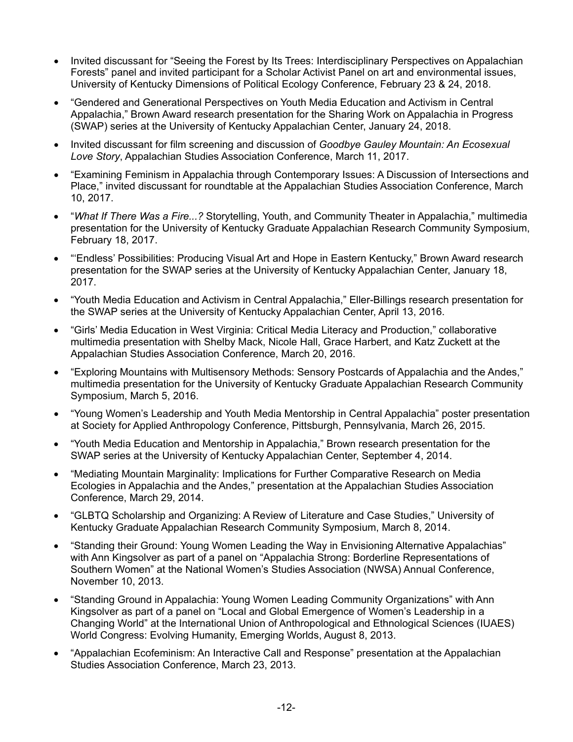- Invited discussant for "Seeing the Forest by Its Trees: Interdisciplinary Perspectives on Appalachian Forests" panel and invited participant for a Scholar Activist Panel on art and environmental issues, University of Kentucky Dimensions of Political Ecology Conference, February 23 & 24, 2018.
- "Gendered and Generational Perspectives on Youth Media Education and Activism in Central Appalachia," Brown Award research presentation for the Sharing Work on Appalachia in Progress (SWAP) series at the University of Kentucky Appalachian Center, January 24, 2018.
- Invited discussant for film screening and discussion of *Goodbye Gauley Mountain: An Ecosexual Love Story*, Appalachian Studies Association Conference, March 11, 2017.
- "Examining Feminism in Appalachia through Contemporary Issues: A Discussion of Intersections and Place," invited discussant for roundtable at the Appalachian Studies Association Conference, March 10, 2017.
- "*What If There Was a Fire...?* Storytelling, Youth, and Community Theater in Appalachia," multimedia presentation for the University of Kentucky Graduate Appalachian Research Community Symposium, February 18, 2017.
- "'Endless' Possibilities: Producing Visual Art and Hope in Eastern Kentucky," Brown Award research presentation for the SWAP series at the University of Kentucky Appalachian Center, January 18, 2017.
- "Youth Media Education and Activism in Central Appalachia," Eller-Billings research presentation for the SWAP series at the University of Kentucky Appalachian Center, April 13, 2016.
- "Girls' Media Education in West Virginia: Critical Media Literacy and Production," collaborative multimedia presentation with Shelby Mack, Nicole Hall, Grace Harbert, and Katz Zuckett at the Appalachian Studies Association Conference, March 20, 2016.
- "Exploring Mountains with Multisensory Methods: Sensory Postcards of Appalachia and the Andes," multimedia presentation for the University of Kentucky Graduate Appalachian Research Community Symposium, March 5, 2016.
- "Young Women's Leadership and Youth Media Mentorship in Central Appalachia" poster presentation at Society for Applied Anthropology Conference, Pittsburgh, Pennsylvania, March 26, 2015.
- "Youth Media Education and Mentorship in Appalachia," Brown research presentation for the SWAP series at the University of Kentucky Appalachian Center, September 4, 2014.
- "Mediating Mountain Marginality: Implications for Further Comparative Research on Media Ecologies in Appalachia and the Andes," presentation at the Appalachian Studies Association Conference, March 29, 2014.
- "GLBTQ Scholarship and Organizing: A Review of Literature and Case Studies," University of Kentucky Graduate Appalachian Research Community Symposium, March 8, 2014.
- "Standing their Ground: Young Women Leading the Way in Envisioning Alternative Appalachias" with Ann Kingsolver as part of a panel on "Appalachia Strong: Borderline Representations of Southern Women" at the National Women's Studies Association (NWSA) Annual Conference, November 10, 2013.
- "Standing Ground in Appalachia: Young Women Leading Community Organizations" with Ann Kingsolver as part of a panel on "Local and Global Emergence of Women's Leadership in a Changing World" at the International Union of Anthropological and Ethnological Sciences (IUAES) World Congress: Evolving Humanity, Emerging Worlds, August 8, 2013.
- "Appalachian Ecofeminism: An Interactive Call and Response" presentation at the Appalachian Studies Association Conference, March 23, 2013.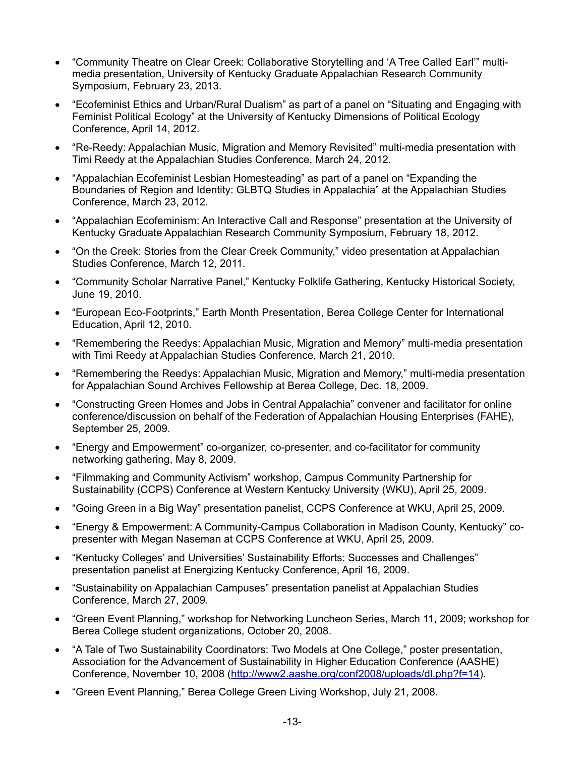- “Community Theatre on Clear Creek: Collaborative Storytelling and ‘A Tree Called Earl’” multi-media presentation, University of Kentucky Graduate Appalachian Research Community Symposium, February 23, 2013.
- “Ecofeminist Ethics and Urban/Rural Dualism” as part of a panel on “Situating and Engaging with Feminist Political Ecology” at the University of Kentucky Dimensions of Political Ecology Conference, April 14, 2012.
- “Re-Reedy: Appalachian Music, Migration and Memory Revisited” multi-media presentation with Timi Reedy at the Appalachian Studies Conference, March 24, 2012.
- “Appalachian Ecofeminist Lesbian Homesteading” as part of a panel on “Expanding the Boundaries of Region and Identity: GLBTQ Studies in Appalachia” at the Appalachian Studies Conference, March 23, 2012.
- “Appalachian Ecofeminism: An Interactive Call and Response” presentation at the University of Kentucky Graduate Appalachian Research Community Symposium, February 18, 2012.
- “On the Creek: Stories from the Clear Creek Community,” video presentation at Appalachian Studies Conference, March 12, 2011.
- “Community Scholar Narrative Panel,” Kentucky Folklife Gathering, Kentucky Historical Society, June 19, 2010.
- “European Eco-Footprints,” Earth Month Presentation, Berea College Center for International Education, April 12, 2010.
- “Remembering the Reedys: Appalachian Music, Migration and Memory” multi-media presentation with Timi Reedy at Appalachian Studies Conference, March 21, 2010.
- “Remembering the Reedys: Appalachian Music, Migration and Memory,” multi-media presentation for Appalachian Sound Archives Fellowship at Berea College, Dec. 18, 2009.
- “Constructing Green Homes and Jobs in Central Appalachia” convener and facilitator for online conference/discussion on behalf of the Federation of Appalachian Housing Enterprises (FAHE), September 25, 2009.
- “Energy and Empowerment” co-organizer, co-presenter, and co-facilitator for community networking gathering, May 8, 2009.
- “Filmmaking and Community Activism” workshop, Campus Community Partnership for Sustainability (CCPS) Conference at Western Kentucky University (WKU), April 25, 2009.
- “Going Green in a Big Way” presentation panelist, CCPS Conference at WKU, April 25, 2009.
- “Energy & Empowerment: A Community-Campus Collaboration in Madison County, Kentucky” co-presenter with Megan Naseman at CCPS Conference at WKU, April 25, 2009.
- “Kentucky Colleges’ and Universities’ Sustainability Efforts: Successes and Challenges” presentation panelist at Energizing Kentucky Conference, April 16, 2009.
- “Sustainability on Appalachian Campuses” presentation panelist at Appalachian Studies Conference, March 27, 2009.
- “Green Event Planning,” workshop for Networking Luncheon Series, March 11, 2009; workshop for Berea College student organizations, October 20, 2008.
- “A Tale of Two Sustainability Coordinators: Two Models at One College,” poster presentation, Association for the Advancement of Sustainability in Higher Education Conference (AASHE) Conference, November 10, 2008 (http://www2.aashe.org/conf2008/uploads/dl.php?f=14).
- “Green Event Planning,” Berea College Green Living Workshop, July 21, 2008.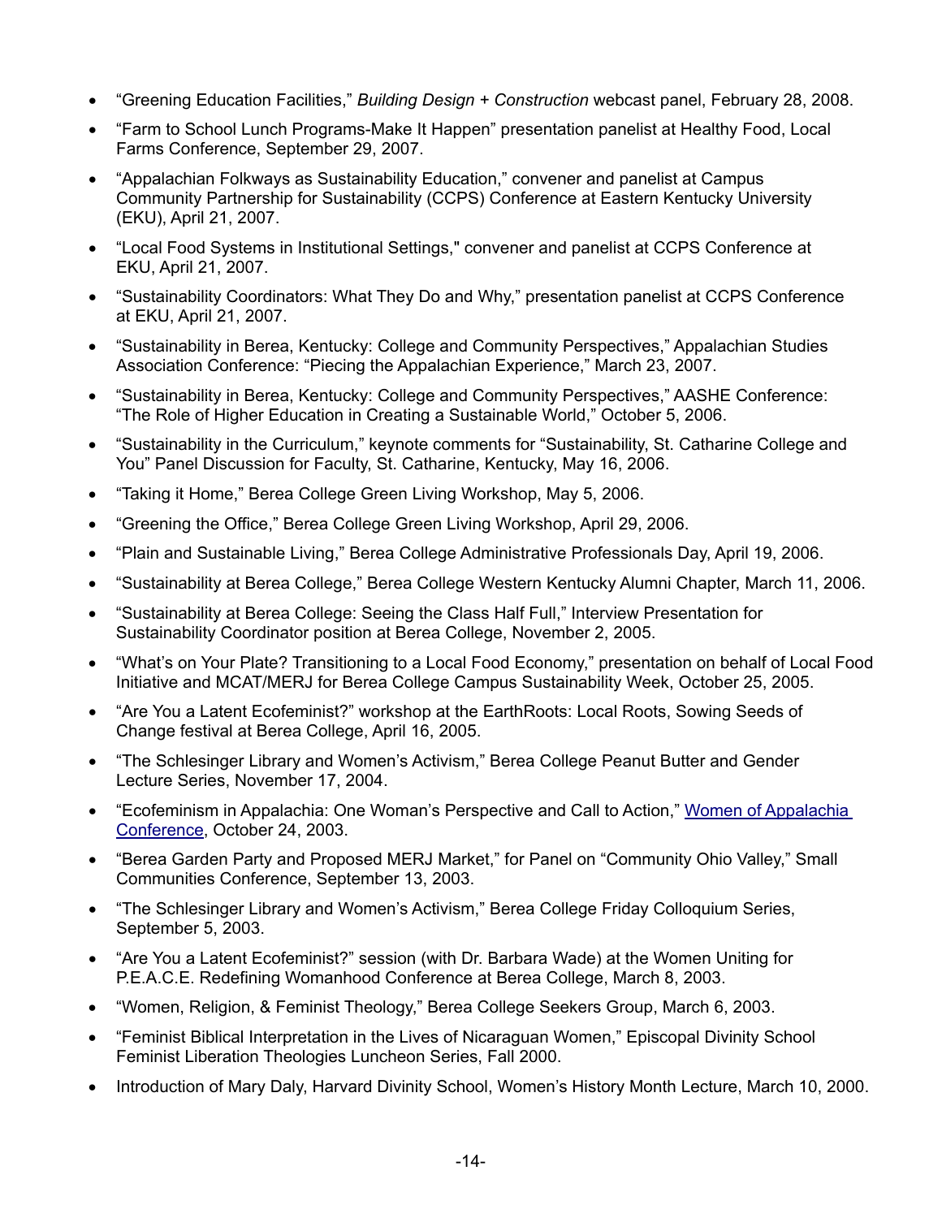- "Greening Education Facilities," *Building Design + Construction* webcast panel, February 28, 2008.
- "Farm to School Lunch Programs-Make It Happen" presentation panelist at Healthy Food, Local Farms Conference, September 29, 2007.
- "Appalachian Folkways as Sustainability Education," convener and panelist at Campus Community Partnership for Sustainability (CCPS) Conference at Eastern Kentucky University (EKU), April 21, 2007.
- "Local Food Systems in Institutional Settings," convener and panelist at CCPS Conference at EKU, April 21, 2007.
- "Sustainability Coordinators: What They Do and Why," presentation panelist at CCPS Conference at EKU, April 21, 2007.
- "Sustainability in Berea, Kentucky: College and Community Perspectives," Appalachian Studies Association Conference: "Piecing the Appalachian Experience," March 23, 2007.
- "Sustainability in Berea, Kentucky: College and Community Perspectives," AASHE Conference: "The Role of Higher Education in Creating a Sustainable World," October 5, 2006.
- "Sustainability in the Curriculum," keynote comments for "Sustainability, St. Catharine College and You" Panel Discussion for Faculty, St. Catharine, Kentucky, May 16, 2006.
- "Taking it Home," Berea College Green Living Workshop, May 5, 2006.
- "Greening the Office," Berea College Green Living Workshop, April 29, 2006.
- "Plain and Sustainable Living," Berea College Administrative Professionals Day, April 19, 2006.
- "Sustainability at Berea College," Berea College Western Kentucky Alumni Chapter, March 11, 2006.
- "Sustainability at Berea College: Seeing the Class Half Full," Interview Presentation for Sustainability Coordinator position at Berea College, November 2, 2005.
- "What's on Your Plate? Transitioning to a Local Food Economy," presentation on behalf of Local Food Initiative and MCAT/MERJ for Berea College Campus Sustainability Week, October 25, 2005.
- "Are You a Latent Ecofeminist?" workshop at the EarthRoots: Local Roots, Sowing Seeds of Change festival at Berea College, April 16, 2005.
- "The Schlesinger Library and Women's Activism," Berea College Peanut Butter and Gender Lecture Series, November 17, 2004.
- "Ecofeminism in Appalachia: One Woman's Perspective and Call to Action," Women of Appalachia Conference, October 24, 2003.
- "Berea Garden Party and Proposed MERJ Market," for Panel on "Community Ohio Valley," Small Communities Conference, September 13, 2003.
- "The Schlesinger Library and Women's Activism," Berea College Friday Colloquium Series, September 5, 2003.
- "Are You a Latent Ecofeminist?" session (with Dr. Barbara Wade) at the Women Uniting for P.E.A.C.E. Redefining Womanhood Conference at Berea College, March 8, 2003.
- "Women, Religion, & Feminist Theology," Berea College Seekers Group, March 6, 2003.
- "Feminist Biblical Interpretation in the Lives of Nicaraguan Women," Episcopal Divinity School Feminist Liberation Theologies Luncheon Series, Fall 2000.
- Introduction of Mary Daly, Harvard Divinity School, Women's History Month Lecture, March 10, 2000.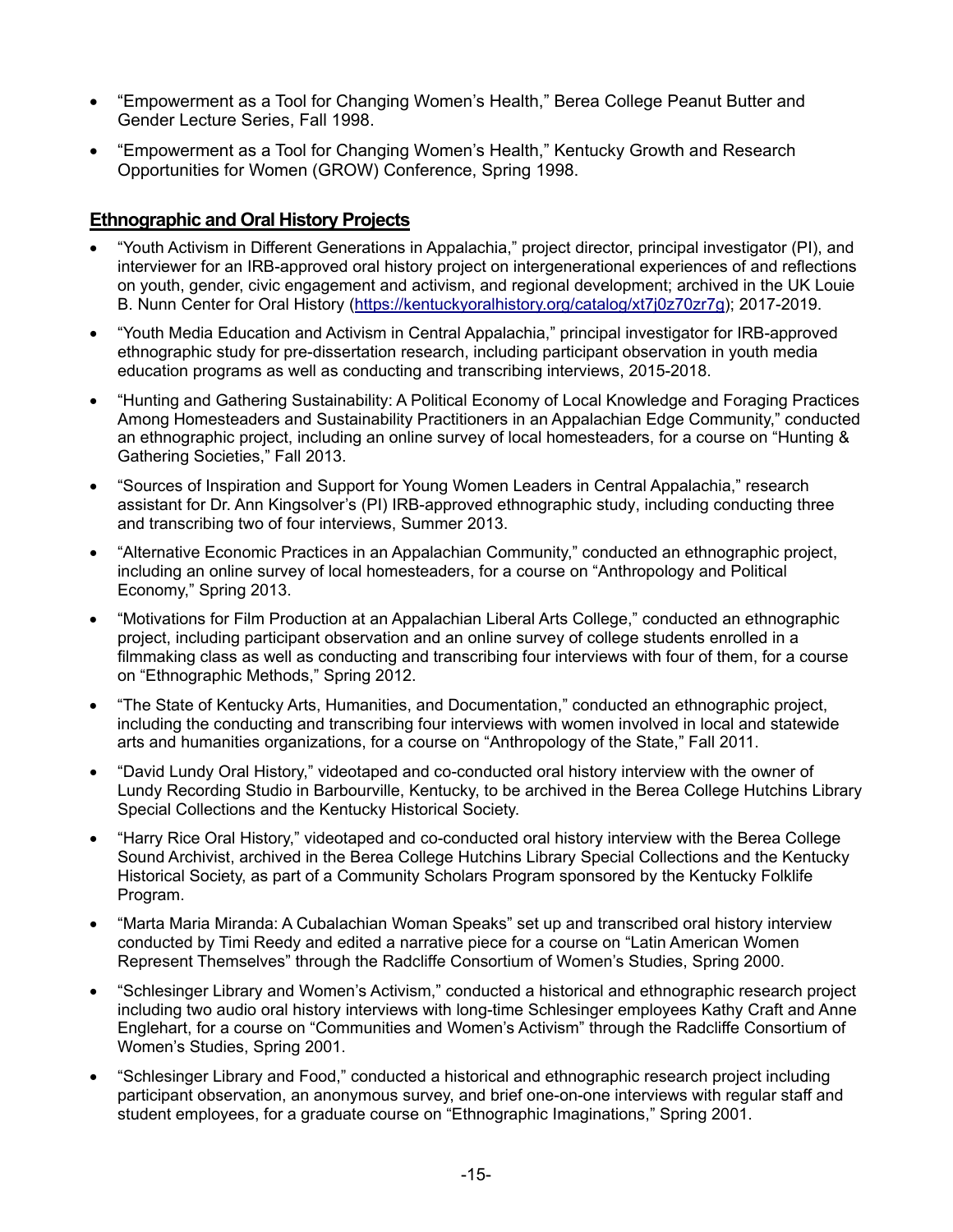- "Empowerment as a Tool for Changing Women's Health," Berea College Peanut Butter and Gender Lecture Series, Fall 1998.
- "Empowerment as a Tool for Changing Women's Health," Kentucky Growth and Research Opportunities for Women (GROW) Conference, Spring 1998.

## Ethnographic and Oral History Projects

- "Youth Activism in Different Generations in Appalachia," project director, principal investigator (PI), and interviewer for an IRB-approved oral history project on intergenerational experiences of and reflections on youth, gender, civic engagement and activism, and regional development; archived in the UK Louie B. Nunn Center for Oral History (https://kentuckyoralhistory.org/catalog/xt7j0z70zr7g); 2017-2019.
- "Youth Media Education and Activism in Central Appalachia," principal investigator for IRB-approved ethnographic study for pre-dissertation research, including participant observation in youth media education programs as well as conducting and transcribing interviews, 2015-2018.
- "Hunting and Gathering Sustainability: A Political Economy of Local Knowledge and Foraging Practices Among Homesteaders and Sustainability Practitioners in an Appalachian Edge Community," conducted an ethnographic project, including an online survey of local homesteaders, for a course on "Hunting & Gathering Societies," Fall 2013.
- "Sources of Inspiration and Support for Young Women Leaders in Central Appalachia," research assistant for Dr. Ann Kingsolver's (PI) IRB-approved ethnographic study, including conducting three and transcribing two of four interviews, Summer 2013.
- "Alternative Economic Practices in an Appalachian Community," conducted an ethnographic project, including an online survey of local homesteaders, for a course on "Anthropology and Political Economy," Spring 2013.
- "Motivations for Film Production at an Appalachian Liberal Arts College," conducted an ethnographic project, including participant observation and an online survey of college students enrolled in a filmmaking class as well as conducting and transcribing four interviews with four of them, for a course on "Ethnographic Methods," Spring 2012.
- "The State of Kentucky Arts, Humanities, and Documentation," conducted an ethnographic project, including the conducting and transcribing four interviews with women involved in local and statewide arts and humanities organizations, for a course on "Anthropology of the State," Fall 2011.
- "David Lundy Oral History," videotaped and co-conducted oral history interview with the owner of Lundy Recording Studio in Barbourville, Kentucky, to be archived in the Berea College Hutchins Library Special Collections and the Kentucky Historical Society.
- "Harry Rice Oral History," videotaped and co-conducted oral history interview with the Berea College Sound Archivist, archived in the Berea College Hutchins Library Special Collections and the Kentucky Historical Society, as part of a Community Scholars Program sponsored by the Kentucky Folklife Program.
- "Marta Maria Miranda: A Cubalachian Woman Speaks" set up and transcribed oral history interview conducted by Timi Reedy and edited a narrative piece for a course on "Latin American Women Represent Themselves" through the Radcliffe Consortium of Women's Studies, Spring 2000.
- "Schlesinger Library and Women's Activism," conducted a historical and ethnographic research project including two audio oral history interviews with long-time Schlesinger employees Kathy Craft and Anne Englehart, for a course on "Communities and Women's Activism" through the Radcliffe Consortium of Women's Studies, Spring 2001.
- "Schlesinger Library and Food," conducted a historical and ethnographic research project including participant observation, an anonymous survey, and brief one-on-one interviews with regular staff and student employees, for a graduate course on "Ethnographic Imaginations," Spring 2001.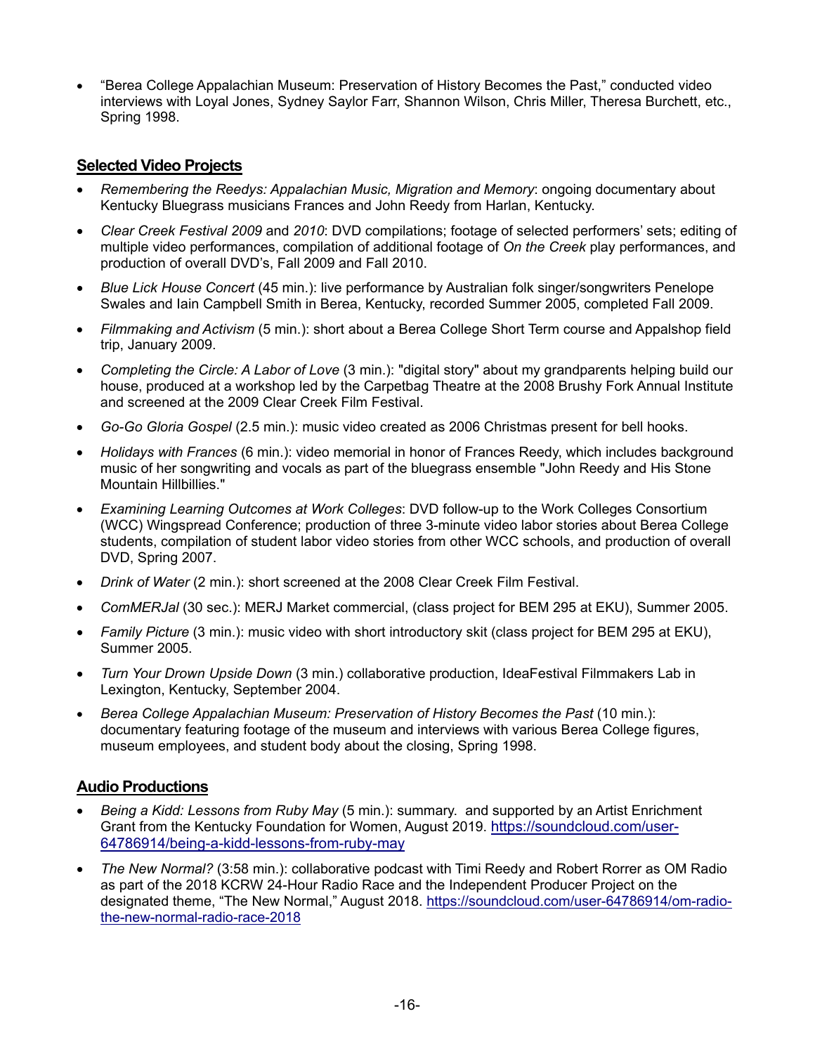- "Berea College Appalachian Museum: Preservation of History Becomes the Past," conducted video interviews with Loyal Jones, Sydney Saylor Farr, Shannon Wilson, Chris Miller, Theresa Burchett, etc., Spring 1998.

## Selected Video Projects

- *Remembering the Reedys: Appalachian Music, Migration and Memory*: ongoing documentary about Kentucky Bluegrass musicians Frances and John Reedy from Harlan, Kentucky.
- *Clear Creek Festival 2009* and *2010*: DVD compilations; footage of selected performers' sets; editing of multiple video performances, compilation of additional footage of *On the Creek* play performances, and production of overall DVD's, Fall 2009 and Fall 2010.
- *Blue Lick House Concert* (45 min.): live performance by Australian folk singer/songwriters Penelope Swales and Iain Campbell Smith in Berea, Kentucky, recorded Summer 2005, completed Fall 2009.
- *Filmmaking and Activism* (5 min.): short about a Berea College Short Term course and Appalshop field trip, January 2009.
- *Completing the Circle: A Labor of Love* (3 min.): "digital story" about my grandparents helping build our house, produced at a workshop led by the Carpetbag Theatre at the 2008 Brushy Fork Annual Institute and screened at the 2009 Clear Creek Film Festival.
- *Go-Go Gloria Gospel* (2.5 min.): music video created as 2006 Christmas present for bell hooks.
- *Holidays with Frances* (6 min.): video memorial in honor of Frances Reedy, which includes background music of her songwriting and vocals as part of the bluegrass ensemble "John Reedy and His Stone Mountain Hillbillies."
- *Examining Learning Outcomes at Work Colleges*: DVD follow-up to the Work Colleges Consortium (WCC) Wingspread Conference; production of three 3-minute video labor stories about Berea College students, compilation of student labor video stories from other WCC schools, and production of overall DVD, Spring 2007.
- *Drink of Water* (2 min.): short screened at the 2008 Clear Creek Film Festival.
- *ComMERJal* (30 sec.): MERJ Market commercial, (class project for BEM 295 at EKU), Summer 2005.
- *Family Picture* (3 min.): music video with short introductory skit (class project for BEM 295 at EKU), Summer 2005.
- *Turn Your Drown Upside Down* (3 min.) collaborative production, IdeaFestival Filmmakers Lab in Lexington, Kentucky, September 2004.
- *Berea College Appalachian Museum: Preservation of History Becomes the Past* (10 min.): documentary featuring footage of the museum and interviews with various Berea College figures, museum employees, and student body about the closing, Spring 1998.

## Audio Productions

- *Being a Kidd: Lessons from Ruby May* (5 min.): summary. and supported by an Artist Enrichment Grant from the Kentucky Foundation for Women, August 2019. https://soundcloud.com/user-64786914/being-a-kidd-lessons-from-ruby-may
- *The New Normal?* (3:58 min.): collaborative podcast with Timi Reedy and Robert Rorrer as OM Radio as part of the 2018 KCRW 24-Hour Radio Race and the Independent Producer Project on the designated theme, "The New Normal," August 2018. https://soundcloud.com/user-64786914/om-radio-the-new-normal-radio-race-2018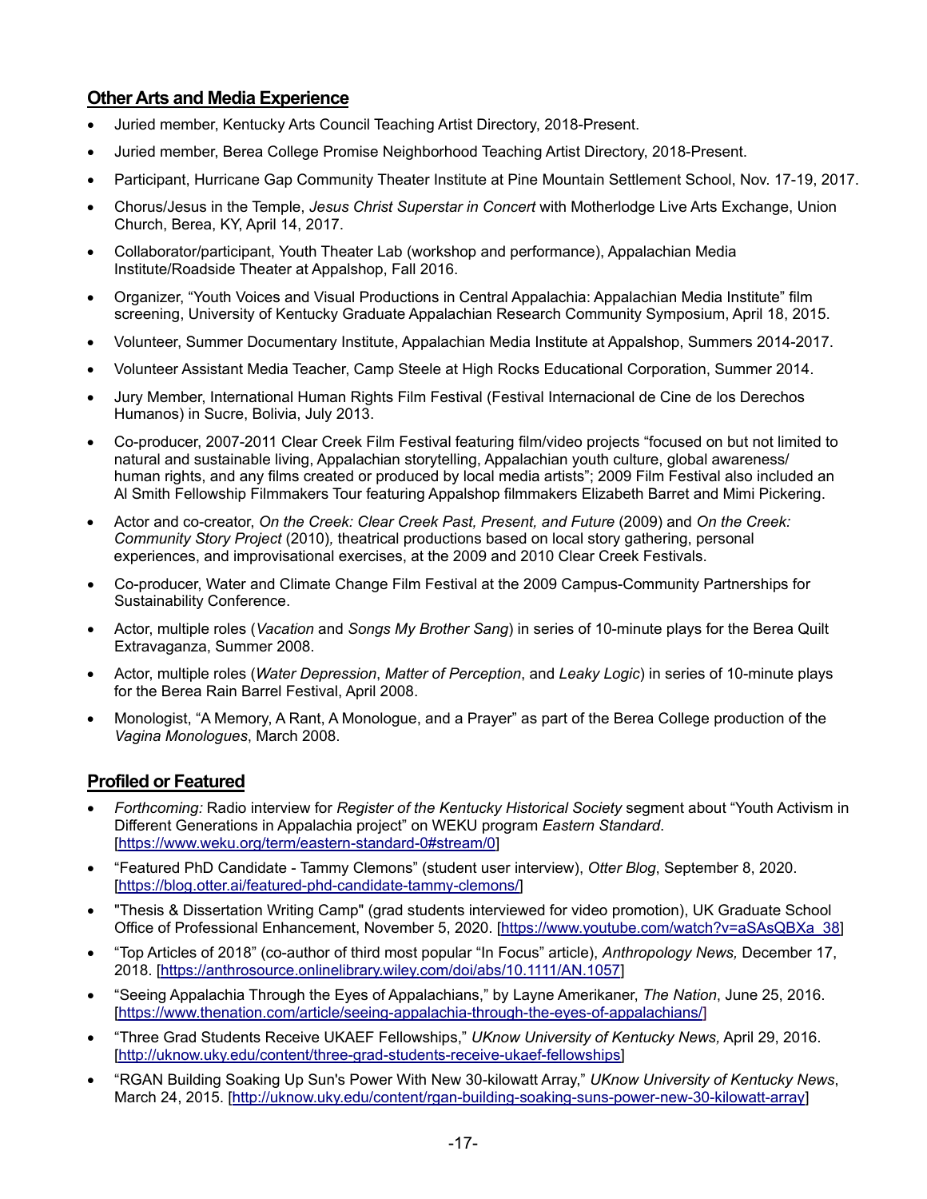## Other Arts and Media Experience

- Juried member, Kentucky Arts Council Teaching Artist Directory, 2018-Present.
- Juried member, Berea College Promise Neighborhood Teaching Artist Directory, 2018-Present.
- Participant, Hurricane Gap Community Theater Institute at Pine Mountain Settlement School, Nov. 17-19, 2017.
- Chorus/Jesus in the Temple, *Jesus Christ Superstar in Concert* with Motherlodge Live Arts Exchange, Union Church, Berea, KY, April 14, 2017.
- Collaborator/participant, Youth Theater Lab (workshop and performance), Appalachian Media Institute/Roadside Theater at Appalshop, Fall 2016.
- Organizer, "Youth Voices and Visual Productions in Central Appalachia: Appalachian Media Institute" film screening, University of Kentucky Graduate Appalachian Research Community Symposium, April 18, 2015.
- Volunteer, Summer Documentary Institute, Appalachian Media Institute at Appalshop, Summers 2014-2017.
- Volunteer Assistant Media Teacher, Camp Steele at High Rocks Educational Corporation, Summer 2014.
- Jury Member, International Human Rights Film Festival (Festival Internacional de Cine de los Derechos Humanos) in Sucre, Bolivia, July 2013.
- Co-producer, 2007-2011 Clear Creek Film Festival featuring film/video projects "focused on but not limited to natural and sustainable living, Appalachian storytelling, Appalachian youth culture, global awareness/ human rights, and any films created or produced by local media artists"; 2009 Film Festival also included an Al Smith Fellowship Filmmakers Tour featuring Appalshop filmmakers Elizabeth Barret and Mimi Pickering.
- Actor and co-creator, *On the Creek: Clear Creek Past, Present, and Future* (2009) and *On the Creek: Community Story Project* (2010), theatrical productions based on local story gathering, personal experiences, and improvisational exercises, at the 2009 and 2010 Clear Creek Festivals.
- Co-producer, Water and Climate Change Film Festival at the 2009 Campus-Community Partnerships for Sustainability Conference.
- Actor, multiple roles (*Vacation* and *Songs My Brother Sang*) in series of 10-minute plays for the Berea Quilt Extravaganza, Summer 2008.
- Actor, multiple roles (*Water Depression*, *Matter of Perception*, and *Leaky Logic*) in series of 10-minute plays for the Berea Rain Barrel Festival, April 2008.
- Monologist, "A Memory, A Rant, A Monologue, and a Prayer" as part of the Berea College production of the *Vagina Monologues*, March 2008.

## Profiled or Featured

- *Forthcoming:* Radio interview for *Register of the Kentucky Historical Society* segment about "Youth Activism in Different Generations in Appalachia project" on WEKU program *Eastern Standard*. [https://www.weku.org/term/eastern-standard-0#stream/0]
- "Featured PhD Candidate - Tammy Clemons" (student user interview), *Otter Blog*, September 8, 2020. [https://blog.otter.ai/featured-phd-candidate-tammy-clemons/]
- "Thesis & Dissertation Writing Camp" (grad students interviewed for video promotion), UK Graduate School Office of Professional Enhancement, November 5, 2020. [https://www.youtube.com/watch?v=aSAsQBXa_38]
- "Top Articles of 2018" (co-author of third most popular "In Focus" article), *Anthropology News,* December 17, 2018. [https://anthrosource.onlinelibrary.wiley.com/doi/abs/10.1111/AN.1057]
- "Seeing Appalachia Through the Eyes of Appalachians," by Layne Amerikaner, *The Nation*, June 25, 2016. [https://www.thenation.com/article/seeing-appalachia-through-the-eyes-of-appalachians/]
- "Three Grad Students Receive UKAEF Fellowships," *UKnow University of Kentucky News,* April 29, 2016. [http://uknow.uky.edu/content/three-grad-students-receive-ukaef-fellowships]
- "RGAN Building Soaking Up Sun's Power With New 30-kilowatt Array," *UKnow University of Kentucky News*, March 24, 2015. [http://uknow.uky.edu/content/rgan-building-soaking-suns-power-new-30-kilowatt-array]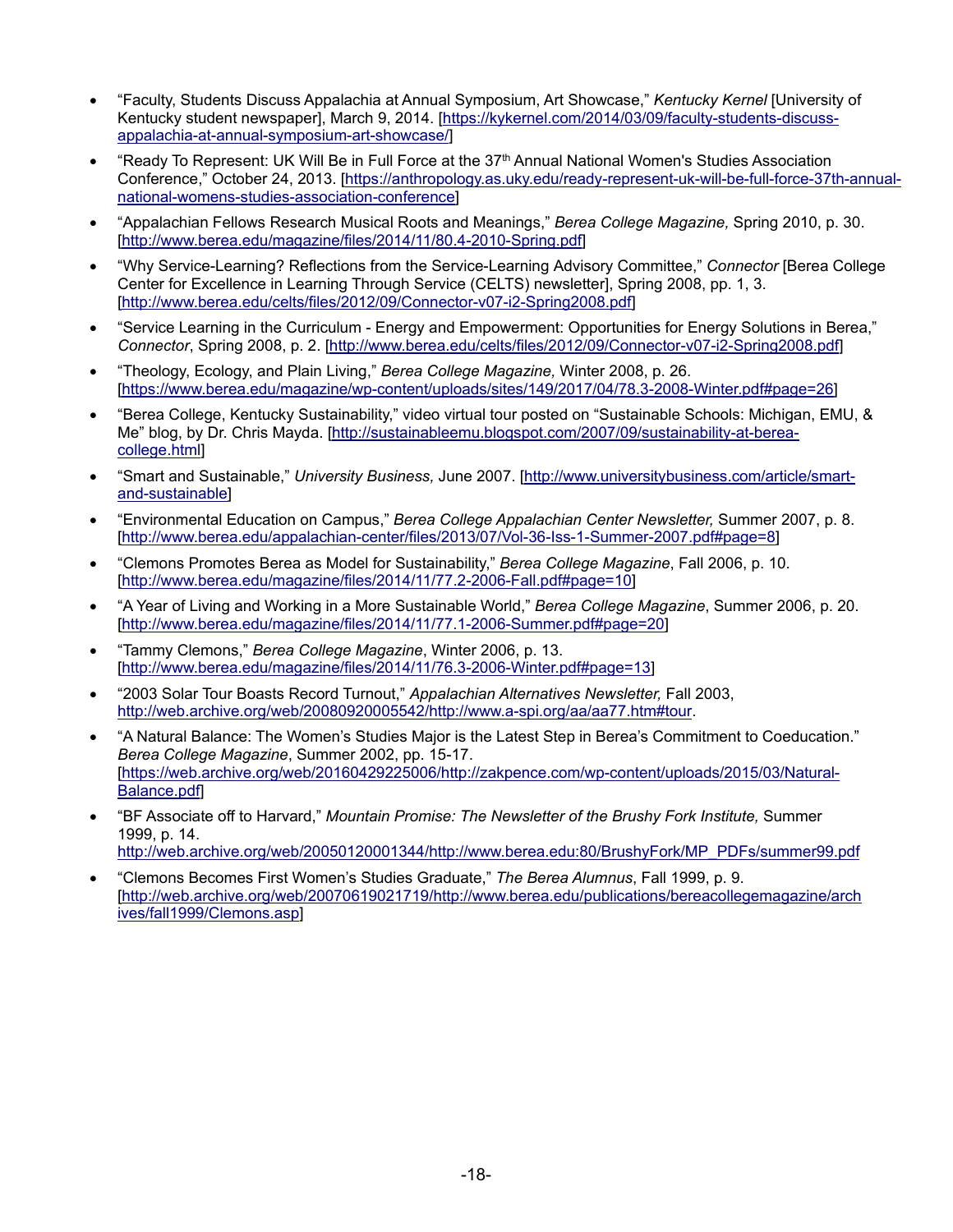- "Faculty, Students Discuss Appalachia at Annual Symposium, Art Showcase," *Kentucky Kernel* [University of Kentucky student newspaper], March 9, 2014. [https://kykernel.com/2014/03/09/faculty-students-discuss-appalachia-at-annual-symposium-art-showcase/]
- "Ready To Represent: UK Will Be in Full Force at the 37th Annual National Women's Studies Association Conference," October 24, 2013. [https://anthropology.as.uky.edu/ready-represent-uk-will-be-full-force-37th-annual-national-womens-studies-association-conference]
- "Appalachian Fellows Research Musical Roots and Meanings," *Berea College Magazine,* Spring 2010, p. 30. [http://www.berea.edu/magazine/files/2014/11/80.4-2010-Spring.pdf]
- "Why Service-Learning? Reflections from the Service-Learning Advisory Committee," *Connector* [Berea College Center for Excellence in Learning Through Service (CELTS) newsletter], Spring 2008, pp. 1, 3. [http://www.berea.edu/celts/files/2012/09/Connector-v07-i2-Spring2008.pdf]
- "Service Learning in the Curriculum - Energy and Empowerment: Opportunities for Energy Solutions in Berea," *Connector*, Spring 2008, p. 2. [http://www.berea.edu/celts/files/2012/09/Connector-v07-i2-Spring2008.pdf]
- "Theology, Ecology, and Plain Living," *Berea College Magazine,* Winter 2008, p. 26. [https://www.berea.edu/magazine/wp-content/uploads/sites/149/2017/04/78.3-2008-Winter.pdf#page=26]
- "Berea College, Kentucky Sustainability," video virtual tour posted on "Sustainable Schools: Michigan, EMU, & Me" blog, by Dr. Chris Mayda. [http://sustainableemu.blogspot.com/2007/09/sustainability-at-berea-college.html]
- "Smart and Sustainable," *University Business,* June 2007. [http://www.universitybusiness.com/article/smart-and-sustainable]
- "Environmental Education on Campus," *Berea College Appalachian Center Newsletter,* Summer 2007, p. 8. [http://www.berea.edu/appalachian-center/files/2013/07/Vol-36-Iss-1-Summer-2007.pdf#page=8]
- "Clemons Promotes Berea as Model for Sustainability," *Berea College Magazine*, Fall 2006, p. 10. [http://www.berea.edu/magazine/files/2014/11/77.2-2006-Fall.pdf#page=10]
- "A Year of Living and Working in a More Sustainable World," *Berea College Magazine*, Summer 2006, p. 20. [http://www.berea.edu/magazine/files/2014/11/77.1-2006-Summer.pdf#page=20]
- "Tammy Clemons," *Berea College Magazine*, Winter 2006, p. 13. [http://www.berea.edu/magazine/files/2014/11/76.3-2006-Winter.pdf#page=13]
- "2003 Solar Tour Boasts Record Turnout," *Appalachian Alternatives Newsletter,* Fall 2003, http://web.archive.org/web/20080920005542/http://www.a-spi.org/aa/aa77.htm#tour.
- "A Natural Balance: The Women's Studies Major is the Latest Step in Berea's Commitment to Coeducation." *Berea College Magazine*, Summer 2002, pp. 15-17. [https://web.archive.org/web/20160429225006/http://zakpence.com/wp-content/uploads/2015/03/Natural-Balance.pdf]
- "BF Associate off to Harvard," *Mountain Promise: The Newsletter of the Brushy Fork Institute,* Summer 1999, p. 14. http://web.archive.org/web/20050120001344/http://www.berea.edu:80/BrushyFork/MP_PDFs/summer99.pdf
- "Clemons Becomes First Women's Studies Graduate," *The Berea Alumnus*, Fall 1999, p. 9. [http://web.archive.org/web/20070619021719/http://www.berea.edu/publications/bereacollegemagazine/archives/fall1999/Clemons.asp]